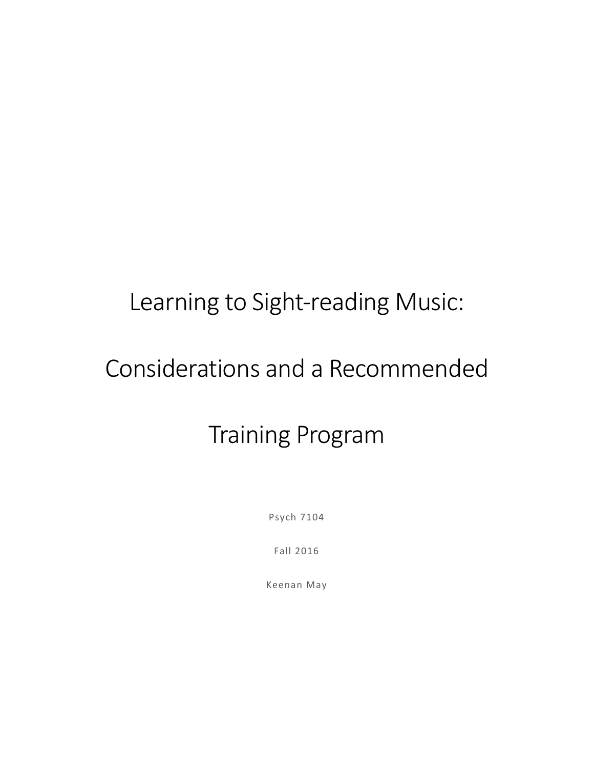# Learning to Sight-reading Music: Considerations and a Recommended Training Program

Psych 7104

Fall 2016

Keenan May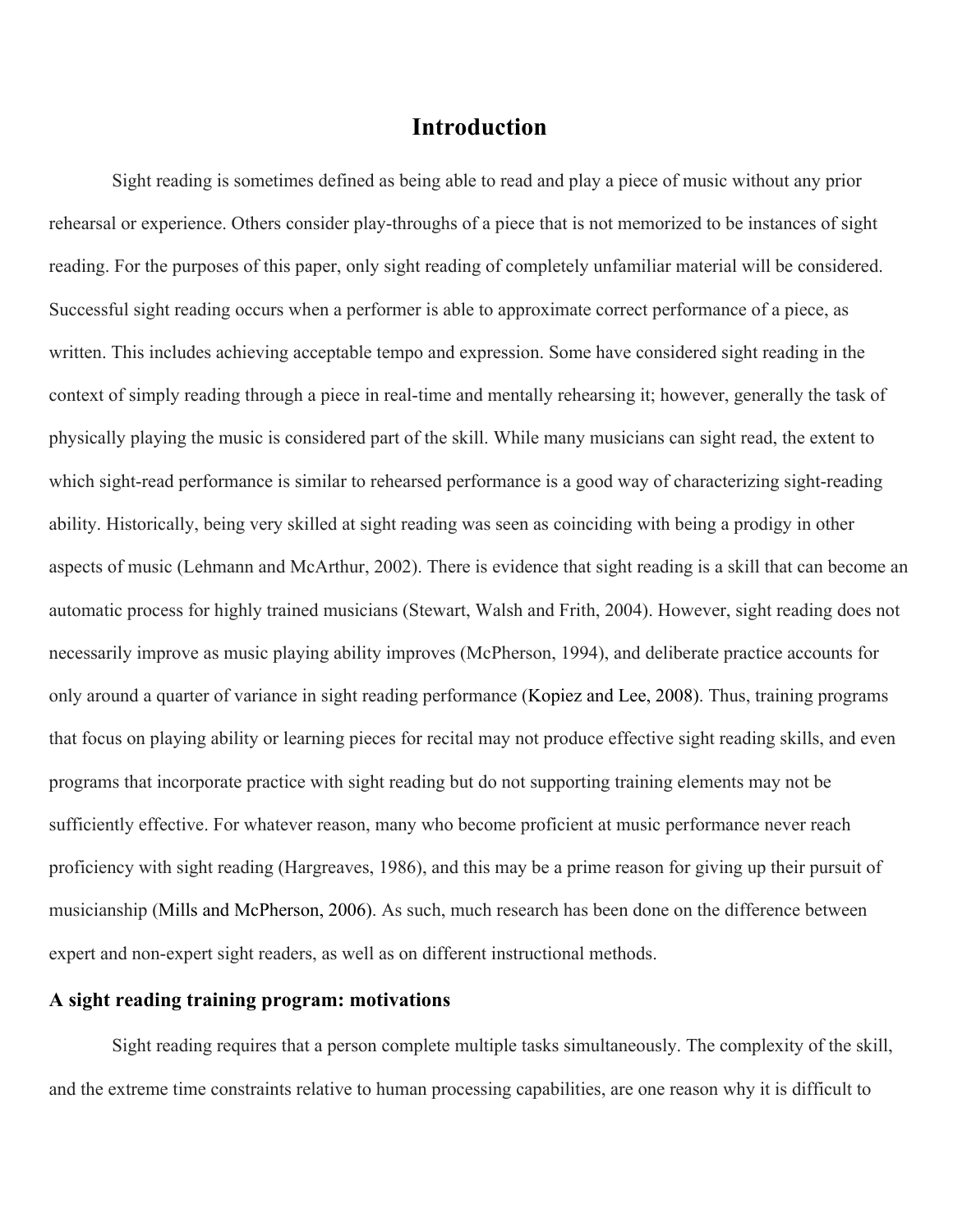# Introduction

Sight reading is sometimes defined as being able to read and play a piece of music without any prior rehearsal or experience. Others consider play-throughs of a piece that is not memorized to be instances of sight reading. For the purposes of this paper, only sight reading of completely unfamiliar material will be considered. Successful sight reading occurs when a performer is able to approximate correct performance of a piece, as written. This includes achieving acceptable tempo and expression. Some have considered sight reading in the context of simply reading through a piece in real-time and mentally rehearsing it; however, generally the task of physically playing the music is considered part of the skill. While many musicians can sight read, the extent to which sight-read performance is similar to rehearsed performance is a good way of characterizing sight-reading ability. Historically, being very skilled at sight reading was seen as coinciding with being a prodigy in other aspects of music (Lehmann and McArthur, 2002). There is evidence that sight reading is a skill that can become an automatic process for highly trained musicians (Stewart, Walsh and Frith, 2004). However, sight reading does not necessarily improve as music playing ability improves (McPherson, 1994), and deliberate practice accounts for only around a quarter of variance in sight reading performance (Kopiez and Lee, 2008). Thus, training programs that focus on playing ability or learning pieces for recital may not produce effective sight reading skills, and even programs that incorporate practice with sight reading but do not supporting training elements may not be sufficiently effective. For whatever reason, many who become proficient at music performance never reach proficiency with sight reading (Hargreaves, 1986), and this may be a prime reason for giving up their pursuit of musicianship (Mills and McPherson, 2006). As such, much research has been done on the difference between expert and non-expert sight readers, as well as on different instructional methods.

### A sight reading training program: motivations

Sight reading requires that a person complete multiple tasks simultaneously. The complexity of the skill, and the extreme time constraints relative to human processing capabilities, are one reason why it is difficult to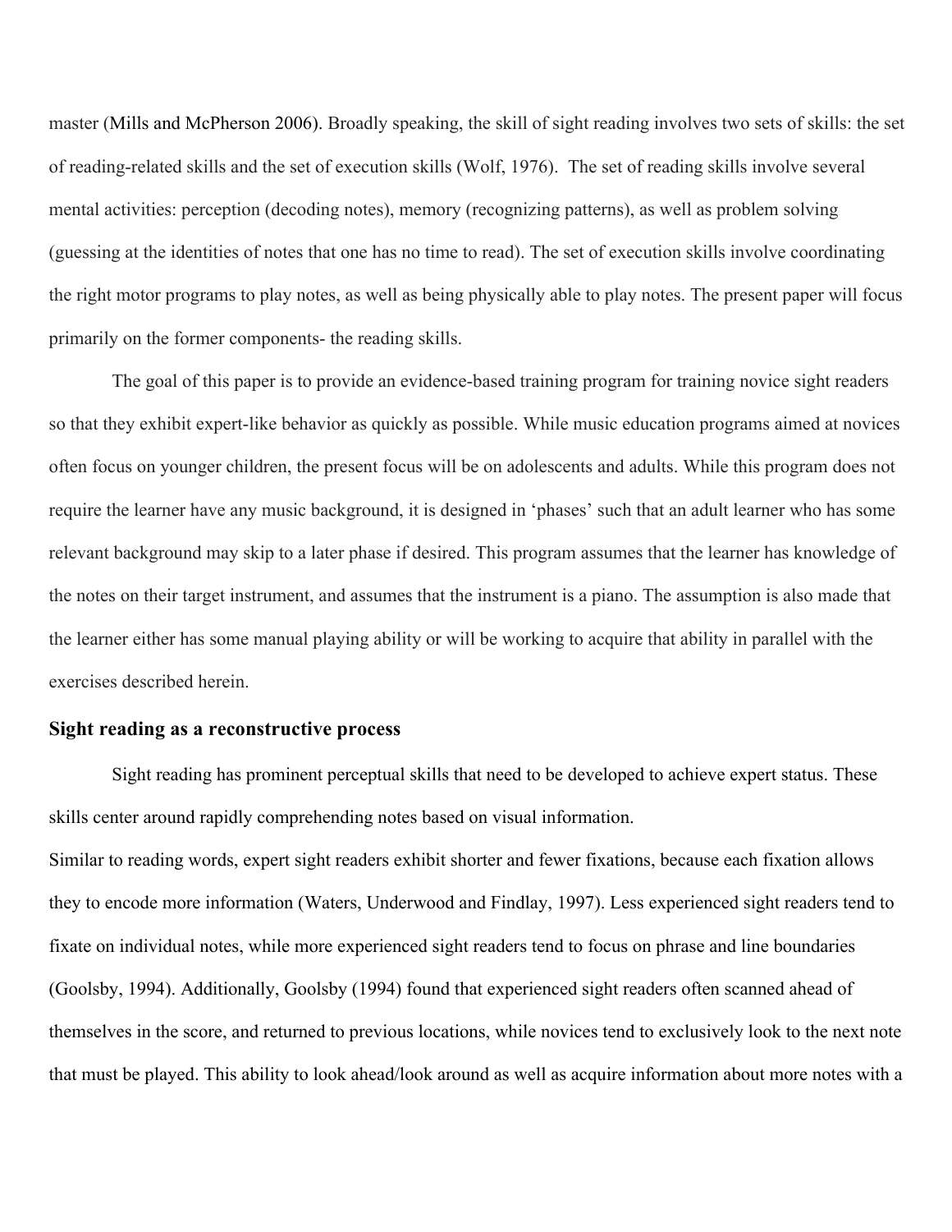master (Mills and McPherson 2006). Broadly speaking, the skill of sight reading involves two sets of skills: the set of reading-related skills and the set of execution skills (Wolf, 1976). The set of reading skills involve several mental activities: perception (decoding notes), memory (recognizing patterns), as well as problem solving (guessing at the identities of notes that one has no time to read). The set of execution skills involve coordinating the right motor programs to play notes, as well as being physically able to play notes. The present paper will focus primarily on the former components- the reading skills.

The goal of this paper is to provide an evidence-based training program for training novice sight readers so that they exhibit expert-like behavior as quickly as possible. While music education programs aimed at novices often focus on younger children, the present focus will be on adolescents and adults. While this program does not require the learner have any music background, it is designed in 'phases' such that an adult learner who has some relevant background may skip to a later phase if desired. This program assumes that the learner has knowledge of the notes on their target instrument, and assumes that the instrument is a piano. The assumption is also made that the learner either has some manual playing ability or will be working to acquire that ability in parallel with the exercises described herein.

## Sight reading as a reconstructive process

Sight reading has prominent perceptual skills that need to be developed to achieve expert status. These skills center around rapidly comprehending notes based on visual information.

Similar to reading words, expert sight readers exhibit shorter and fewer fixations, because each fixation allows they to encode more information (Waters, Underwood and Findlay, 1997). Less experienced sight readers tend to fixate on individual notes, while more experienced sight readers tend to focus on phrase and line boundaries (Goolsby, 1994). Additionally, Goolsby (1994) found that experienced sight readers often scanned ahead of themselves in the score, and returned to previous locations, while novices tend to exclusively look to the next note that must be played. This ability to look ahead/look around as well as acquire information about more notes with a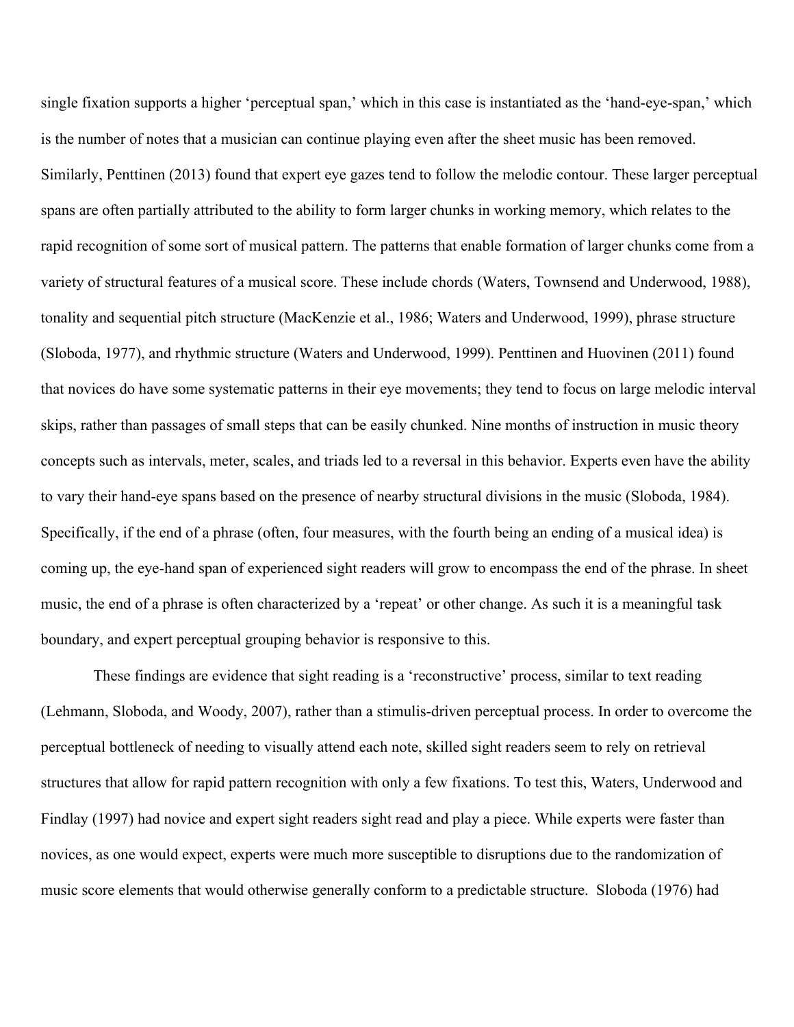single fixation supports a higher 'perceptual span,' which in this case is instantiated as the 'hand-eye-span,' which is the number of notes that a musician can continue playing even after the sheet music has been removed. Similarly, Penttinen (2013) found that expert eye gazes tend to follow the melodic contour. These larger perceptual spans are often partially attributed to the ability to form larger chunks in working memory, which relates to the rapid recognition of some sort of musical pattern. The patterns that enable formation of larger chunks come from a variety of structural features of a musical score. These include chords (Waters, Townsend and Underwood, 1988), tonality and sequential pitch structure (MacKenzie et al., 1986; Waters and Underwood, 1999), phrase structure (Sloboda, 1977), and rhythmic structure (Waters and Underwood, 1999). Penttinen and Huovinen (2011) found that novices do have some systematic patterns in their eye movements; they tend to focus on large melodic interval skips, rather than passages of small steps that can be easily chunked. Nine months of instruction in music theory concepts such as intervals, meter, scales, and triads led to a reversal in this behavior. Experts even have the ability to vary their hand-eye spans based on the presence of nearby structural divisions in the music (Sloboda, 1984). Specifically, if the end of a phrase (often, four measures, with the fourth being an ending of a musical idea) is coming up, the eye-hand span of experienced sight readers will grow to encompass the end of the phrase. In sheet music, the end of a phrase is often characterized by a 'repeat' or other change. As such it is a meaningful task boundary, and expert perceptual grouping behavior is responsive to this.

These findings are evidence that sight reading is a 'reconstructive' process, similar to text reading (Lehmann, Sloboda, and Woody, 2007), rather than a stimulis-driven perceptual process. In order to overcome the perceptual bottleneck of needing to visually attend each note, skilled sight readers seem to rely on retrieval structures that allow for rapid pattern recognition with only a few fixations. To test this, Waters, Underwood and Findlay (1997) had novice and expert sight readers sight read and play a piece. While experts were faster than novices, as one would expect, experts were much more susceptible to disruptions due to the randomization of music score elements that would otherwise generally conform to a predictable structure. Sloboda (1976) had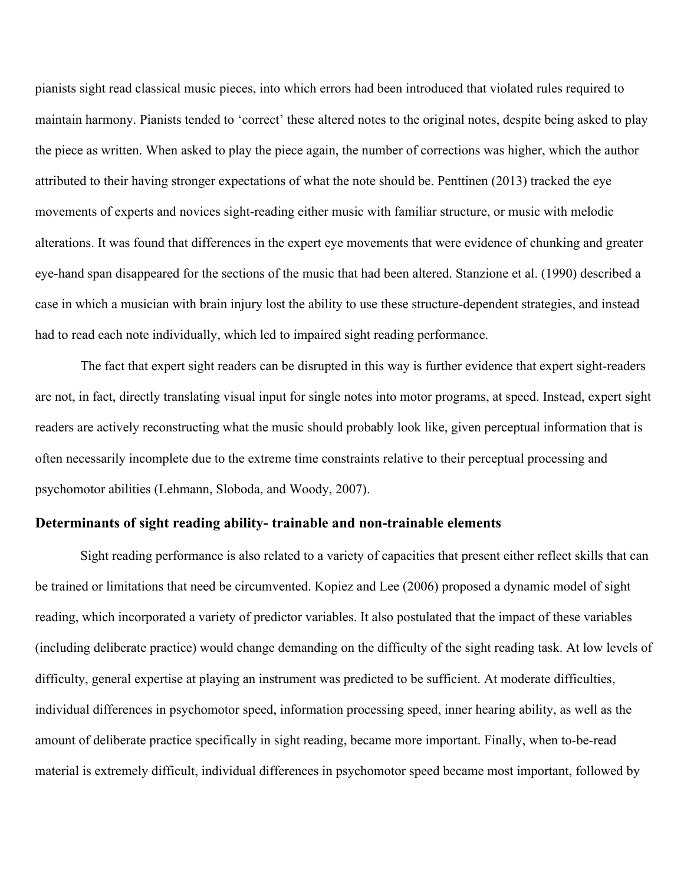pianists sight read classical music pieces, into which errors had been introduced that violated rules required to maintain harmony. Pianists tended to 'correct' these altered notes to the original notes, despite being asked to play the piece as written. When asked to play the piece again, the number of corrections was higher, which the author attributed to their having stronger expectations of what the note should be. Penttinen (2013) tracked the eye movements of experts and novices sight-reading either music with familiar structure, or music with melodic alterations. It was found that differences in the expert eye movements that were evidence of chunking and greater eye-hand span disappeared for the sections of the music that had been altered. Stanzione et al. (1990) described a case in which a musician with brain injury lost the ability to use these structure-dependent strategies, and instead had to read each note individually, which led to impaired sight reading performance.

The fact that expert sight readers can be disrupted in this way is further evidence that expert sight-readers are not, in fact, directly translating visual input for single notes into motor programs, at speed. Instead, expert sight readers are actively reconstructing what the music should probably look like, given perceptual information that is often necessarily incomplete due to the extreme time constraints relative to their perceptual processing and psychomotor abilities (Lehmann, Sloboda, and Woody, 2007).

### Determinants of sight reading ability- trainable and non-trainable elements

Sight reading performance is also related to a variety of capacities that present either reflect skills that can be trained or limitations that need be circumvented. Kopiez and Lee (2006) proposed a dynamic model of sight reading, which incorporated a variety of predictor variables. It also postulated that the impact of these variables (including deliberate practice) would change demanding on the difficulty of the sight reading task. At low levels of difficulty, general expertise at playing an instrument was predicted to be sufficient. At moderate difficulties, individual differences in psychomotor speed, information processing speed, inner hearing ability, as well as the amount of deliberate practice specifically in sight reading, became more important. Finally, when to-be-read material is extremely difficult, individual differences in psychomotor speed became most important, followed by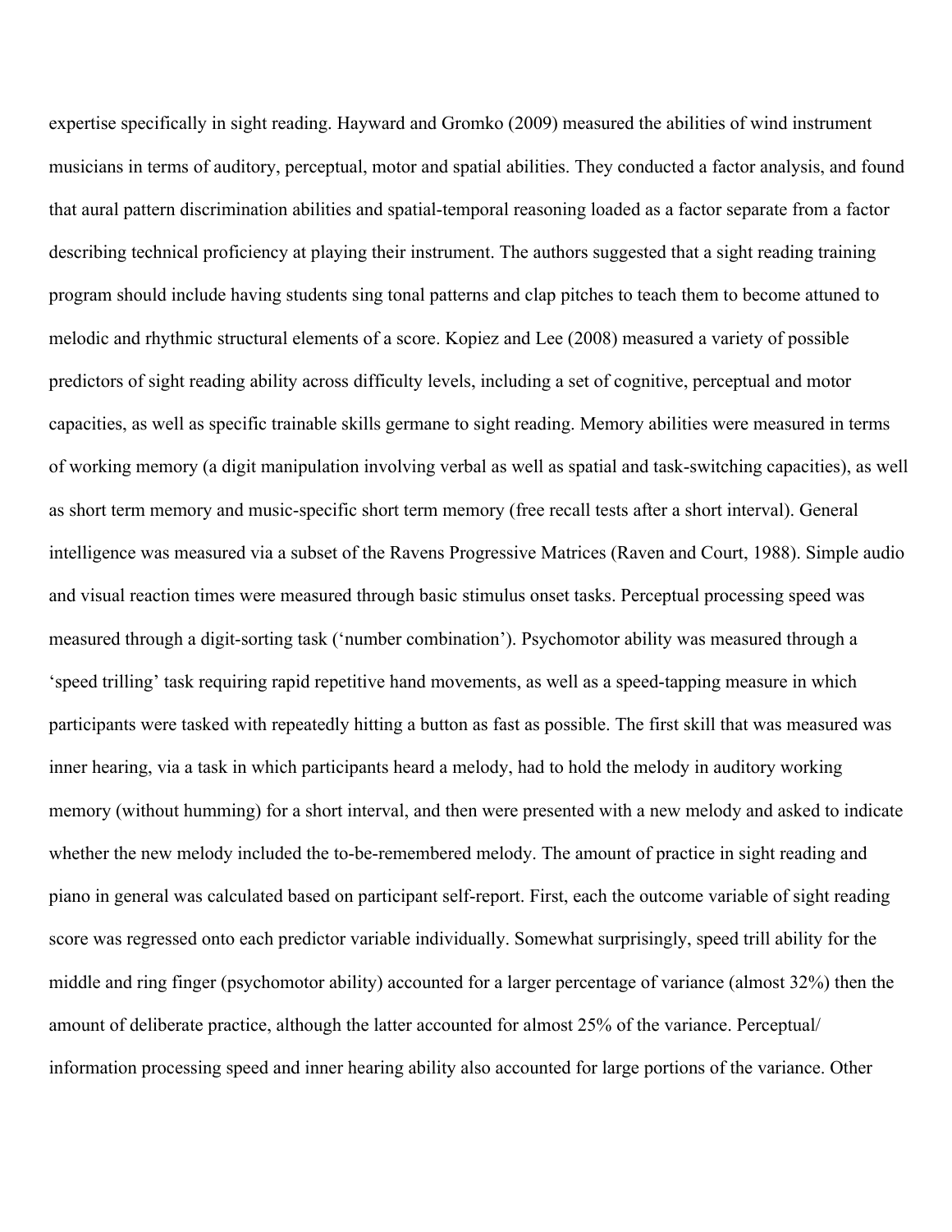expertise specifically in sight reading. Hayward and Gromko (2009) measured the abilities of wind instrument musicians in terms of auditory, perceptual, motor and spatial abilities. They conducted a factor analysis, and found that aural pattern discrimination abilities and spatial-temporal reasoning loaded as a factor separate from a factor describing technical proficiency at playing their instrument. The authors suggested that a sight reading training program should include having students sing tonal patterns and clap pitches to teach them to become attuned to melodic and rhythmic structural elements of a score. Kopiez and Lee (2008) measured a variety of possible predictors of sight reading ability across difficulty levels, including a set of cognitive, perceptual and motor capacities, as well as specific trainable skills germane to sight reading. Memory abilities were measured in terms of working memory (a digit manipulation involving verbal as well as spatial and task-switching capacities), as well as short term memory and music-specific short term memory (free recall tests after a short interval). General intelligence was measured via a subset of the Ravens Progressive Matrices (Raven and Court, 1988). Simple audio and visual reaction times were measured through basic stimulus onset tasks. Perceptual processing speed was measured through a digit-sorting task ('number combination'). Psychomotor ability was measured through a 'speed trilling' task requiring rapid repetitive hand movements, as well as a speed-tapping measure in which participants were tasked with repeatedly hitting a button as fast as possible. The first skill that was measured was inner hearing, via a task in which participants heard a melody, had to hold the melody in auditory working memory (without humming) for a short interval, and then were presented with a new melody and asked to indicate whether the new melody included the to-be-remembered melody. The amount of practice in sight reading and piano in general was calculated based on participant self-report. First, each the outcome variable of sight reading score was regressed onto each predictor variable individually. Somewhat surprisingly, speed trill ability for the middle and ring finger (psychomotor ability) accounted for a larger percentage of variance (almost 32%) then the amount of deliberate practice, although the latter accounted for almost 25% of the variance. Perceptual/ information processing speed and inner hearing ability also accounted for large portions of the variance. Other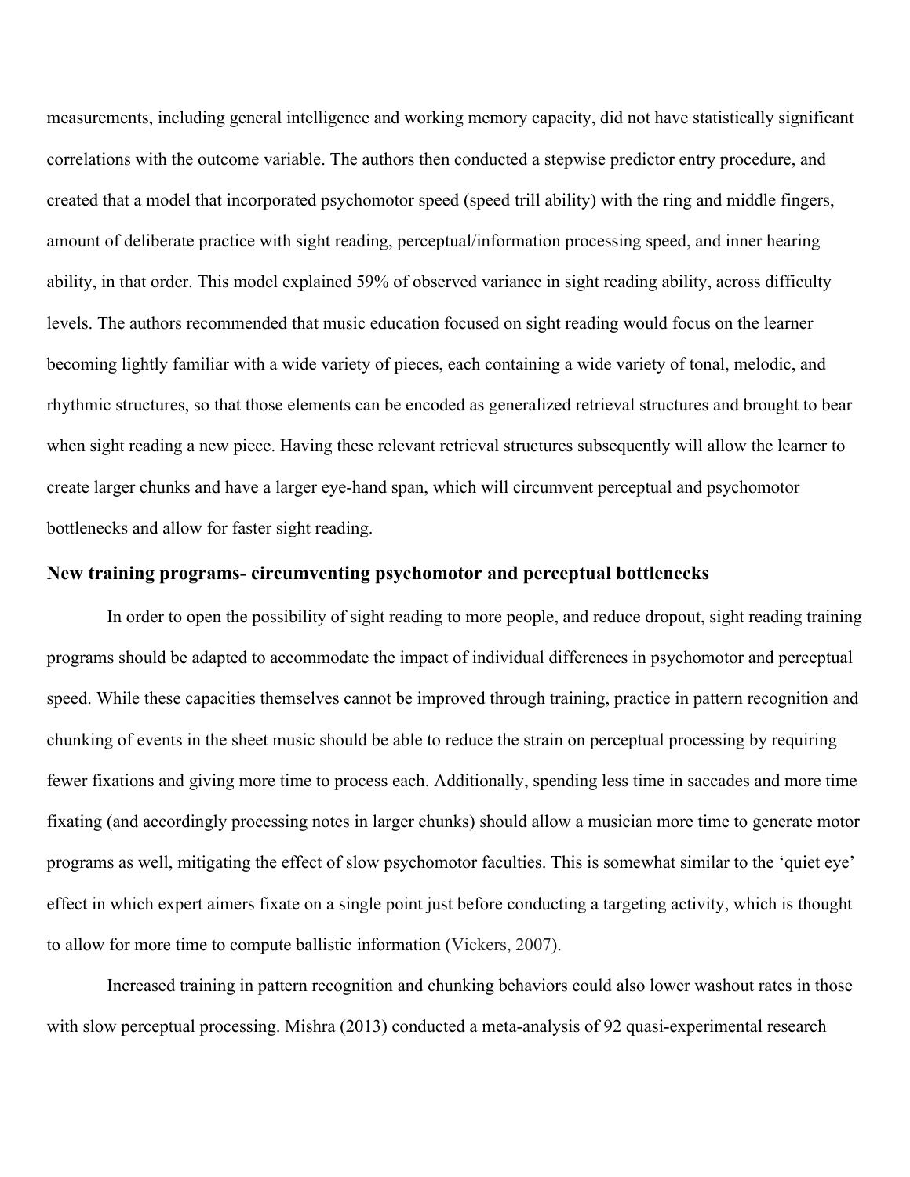measurements, including general intelligence and working memory capacity, did not have statistically significant correlations with the outcome variable. The authors then conducted a stepwise predictor entry procedure, and created that a model that incorporated psychomotor speed (speed trill ability) with the ring and middle fingers, amount of deliberate practice with sight reading, perceptual/information processing speed, and inner hearing ability, in that order. This model explained 59% of observed variance in sight reading ability, across difficulty levels. The authors recommended that music education focused on sight reading would focus on the learner becoming lightly familiar with a wide variety of pieces, each containing a wide variety of tonal, melodic, and rhythmic structures, so that those elements can be encoded as generalized retrieval structures and brought to bear when sight reading a new piece. Having these relevant retrieval structures subsequently will allow the learner to create larger chunks and have a larger eye-hand span, which will circumvent perceptual and psychomotor bottlenecks and allow for faster sight reading.

### New training programs- circumventing psychomotor and perceptual bottlenecks

In order to open the possibility of sight reading to more people, and reduce dropout, sight reading training programs should be adapted to accommodate the impact of individual differences in psychomotor and perceptual speed. While these capacities themselves cannot be improved through training, practice in pattern recognition and chunking of events in the sheet music should be able to reduce the strain on perceptual processing by requiring fewer fixations and giving more time to process each. Additionally, spending less time in saccades and more time fixating (and accordingly processing notes in larger chunks) should allow a musician more time to generate motor programs as well, mitigating the effect of slow psychomotor faculties. This is somewhat similar to the 'quiet eye' effect in which expert aimers fixate on a single point just before conducting a targeting activity, which is thought to allow for more time to compute ballistic information (Vickers, 2007).

Increased training in pattern recognition and chunking behaviors could also lower washout rates in those with slow perceptual processing. Mishra (2013) conducted a meta-analysis of 92 quasi-experimental research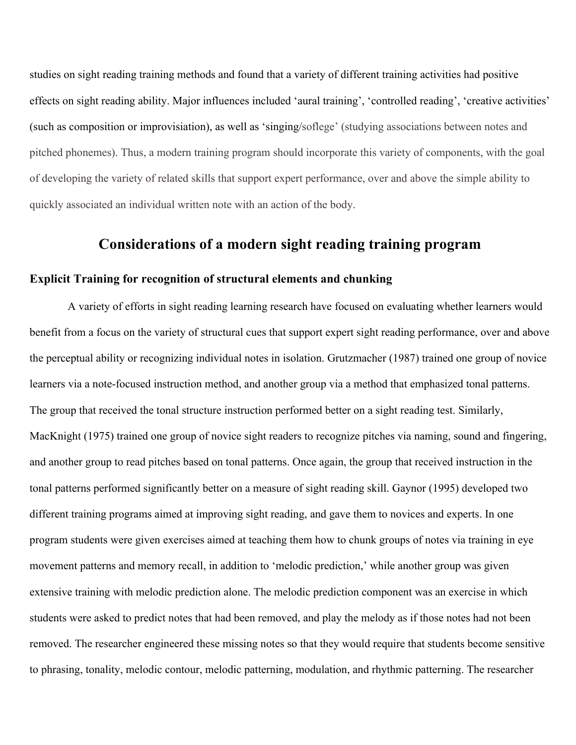studies on sight reading training methods and found that a variety of different training activities had positive effects on sight reading ability. Major influences included 'aural training', 'controlled reading', 'creative activities' (such as composition or improvisiation), as well as 'singing/soflege' (studying associations between notes and pitched phonemes). Thus, a modern training program should incorporate this variety of components, with the goal of developing the variety of related skills that support expert performance, over and above the simple ability to quickly associated an individual written note with an action of the body.

## Considerations of a modern sight reading training program

### Explicit Training for recognition of structural elements and chunking

A variety of efforts in sight reading learning research have focused on evaluating whether learners would benefit from a focus on the variety of structural cues that support expert sight reading performance, over and above the perceptual ability or recognizing individual notes in isolation. Grutzmacher (1987) trained one group of novice learners via a note-focused instruction method, and another group via a method that emphasized tonal patterns. The group that received the tonal structure instruction performed better on a sight reading test. Similarly, MacKnight (1975) trained one group of novice sight readers to recognize pitches via naming, sound and fingering, and another group to read pitches based on tonal patterns. Once again, the group that received instruction in the tonal patterns performed significantly better on a measure of sight reading skill. Gaynor (1995) developed two different training programs aimed at improving sight reading, and gave them to novices and experts. In one program students were given exercises aimed at teaching them how to chunk groups of notes via training in eye movement patterns and memory recall, in addition to 'melodic prediction,' while another group was given extensive training with melodic prediction alone. The melodic prediction component was an exercise in which students were asked to predict notes that had been removed, and play the melody as if those notes had not been removed. The researcher engineered these missing notes so that they would require that students become sensitive to phrasing, tonality, melodic contour, melodic patterning, modulation, and rhythmic patterning. The researcher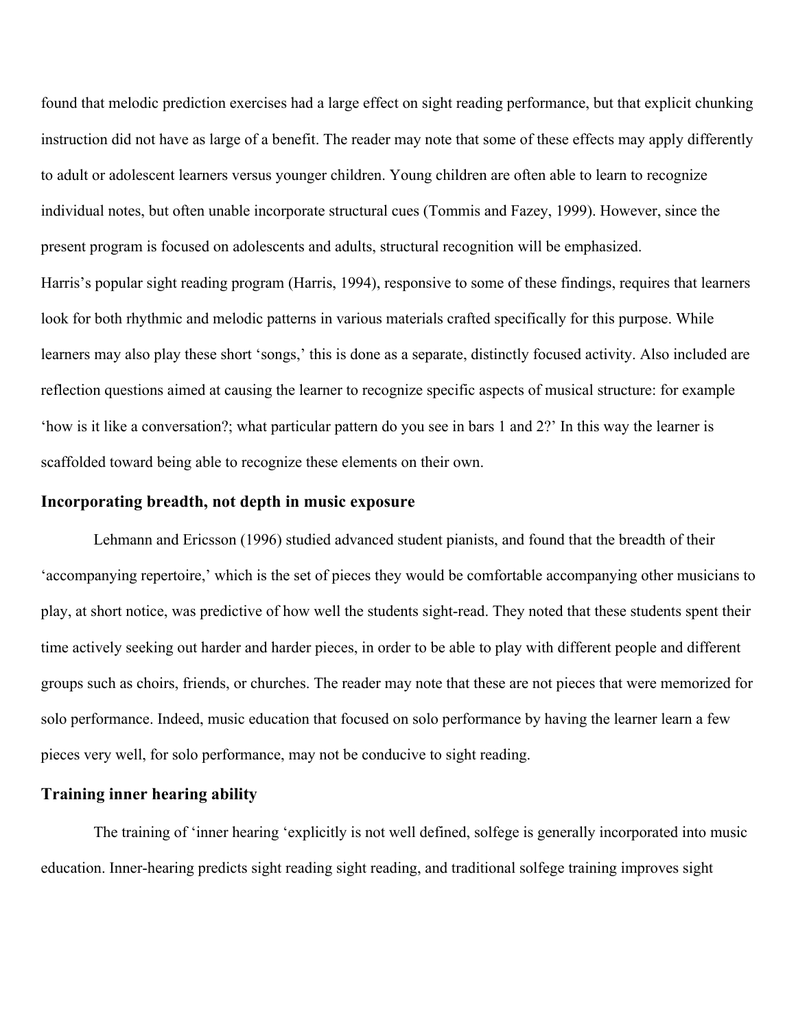found that melodic prediction exercises had a large effect on sight reading performance, but that explicit chunking instruction did not have as large of a benefit. The reader may note that some of these effects may apply differently to adult or adolescent learners versus younger children. Young children are often able to learn to recognize individual notes, but often unable incorporate structural cues (Tommis and Fazey, 1999). However, since the present program is focused on adolescents and adults, structural recognition will be emphasized.

Harris's popular sight reading program (Harris, 1994), responsive to some of these findings, requires that learners look for both rhythmic and melodic patterns in various materials crafted specifically for this purpose. While learners may also play these short 'songs,' this is done as a separate, distinctly focused activity. Also included are reflection questions aimed at causing the learner to recognize specific aspects of musical structure: for example 'how is it like a conversation?; what particular pattern do you see in bars 1 and 2?' In this way the learner is scaffolded toward being able to recognize these elements on their own.

### Incorporating breadth, not depth in music exposure

Lehmann and Ericsson (1996) studied advanced student pianists, and found that the breadth of their 'accompanying repertoire,' which is the set of pieces they would be comfortable accompanying other musicians to play, at short notice, was predictive of how well the students sight-read. They noted that these students spent their time actively seeking out harder and harder pieces, in order to be able to play with different people and different groups such as choirs, friends, or churches. The reader may note that these are not pieces that were memorized for solo performance. Indeed, music education that focused on solo performance by having the learner learn a few pieces very well, for solo performance, may not be conducive to sight reading.

### Training inner hearing ability

The training of 'inner hearing 'explicitly is not well defined, solfege is generally incorporated into music education. Inner-hearing predicts sight reading sight reading, and traditional solfege training improves sight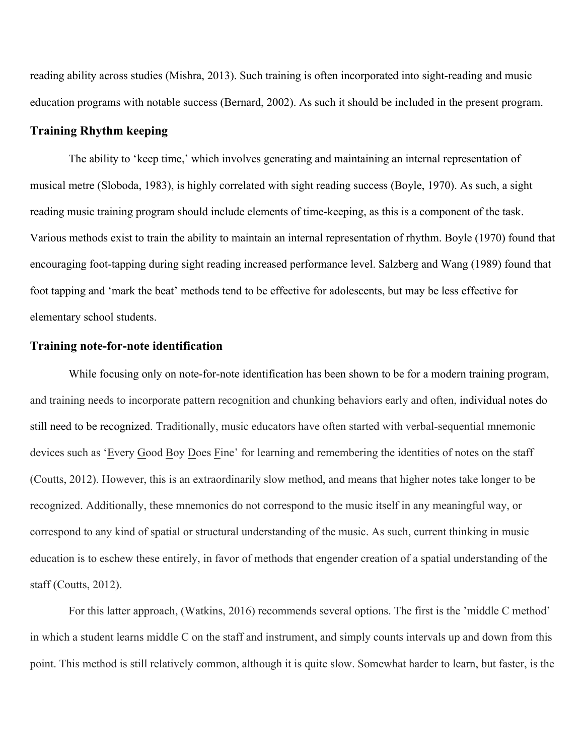reading ability across studies (Mishra, 2013). Such training is often incorporated into sight-reading and music education programs with notable success (Bernard, 2002). As such it should be included in the present program.

### Training Rhythm keeping

The ability to ‘keep time,’ which involves generating and maintaining an internal representation of musical metre (Sloboda, 1983), is highly correlated with sight reading success (Boyle, 1970). As such, a sight reading music training program should include elements of time-keeping, as this is a component of the task. Various methods exist to train the ability to maintain an internal representation of rhythm. Boyle (1970) found that encouraging foot-tapping during sight reading increased performance level. Salzberg and Wang (1989) found that foot tapping and ‘mark the beat’ methods tend to be effective for adolescents, but may be less effective for elementary school students.

### Training note-for-note identification

While focusing only on note-for-note identification has been shown to be for a modern training program, and training needs to incorporate pattern recognition and chunking behaviors early and often, individual notes do still need to be recognized. Traditionally, music educators have often started with verbal-sequential mnemonic devices such as ‘Every Good Boy Does Fine’ for learning and remembering the identities of notes on the staff (Coutts, 2012). However, this is an extraordinarily slow method, and means that higher notes take longer to be recognized. Additionally, these mnemonics do not correspond to the music itself in any meaningful way, or correspond to any kind of spatial or structural understanding of the music. As such, current thinking in music education is to eschew these entirely, in favor of methods that engender creation of a spatial understanding of the staff (Coutts, 2012).

For this latter approach, (Watkins, 2016) recommends several options. The first is the ’middle C method’ in which a student learns middle C on the staff and instrument, and simply counts intervals up and down from this point. This method is still relatively common, although it is quite slow. Somewhat harder to learn, but faster, is the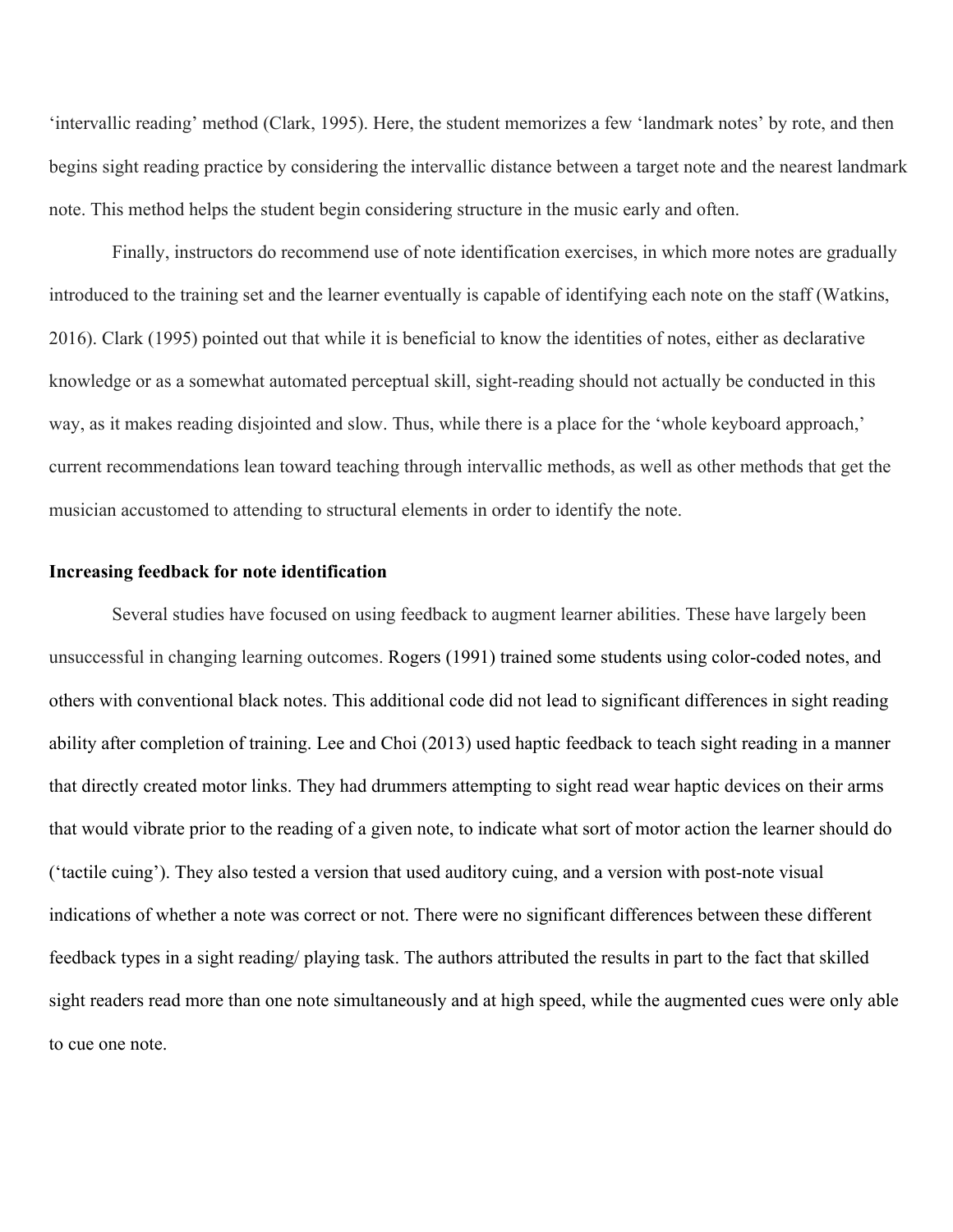'intervallic reading' method (Clark, 1995). Here, the student memorizes a few 'landmark notes' by rote, and then begins sight reading practice by considering the intervallic distance between a target note and the nearest landmark note. This method helps the student begin considering structure in the music early and often.

Finally, instructors do recommend use of note identification exercises, in which more notes are gradually introduced to the training set and the learner eventually is capable of identifying each note on the staff (Watkins, 2016). Clark (1995) pointed out that while it is beneficial to know the identities of notes, either as declarative knowledge or as a somewhat automated perceptual skill, sight-reading should not actually be conducted in this way, as it makes reading disjointed and slow. Thus, while there is a place for the 'whole keyboard approach,' current recommendations lean toward teaching through intervallic methods, as well as other methods that get the musician accustomed to attending to structural elements in order to identify the note.

**Increasing feedback for note identification**

Several studies have focused on using feedback to augment learner abilities. These have largely been unsuccessful in changing learning outcomes. Rogers (1991) trained some students using color-coded notes, and others with conventional black notes. This additional code did not lead to significant differences in sight reading ability after completion of training. Lee and Choi (2013) used haptic feedback to teach sight reading in a manner that directly created motor links. They had drummers attempting to sight read wear haptic devices on their arms that would vibrate prior to the reading of a given note, to indicate what sort of motor action the learner should do ('tactile cuing'). They also tested a version that used auditory cuing, and a version with post-note visual indications of whether a note was correct or not. There were no significant differences between these different feedback types in a sight reading/ playing task. The authors attributed the results in part to the fact that skilled sight readers read more than one note simultaneously and at high speed, while the augmented cues were only able to cue one note.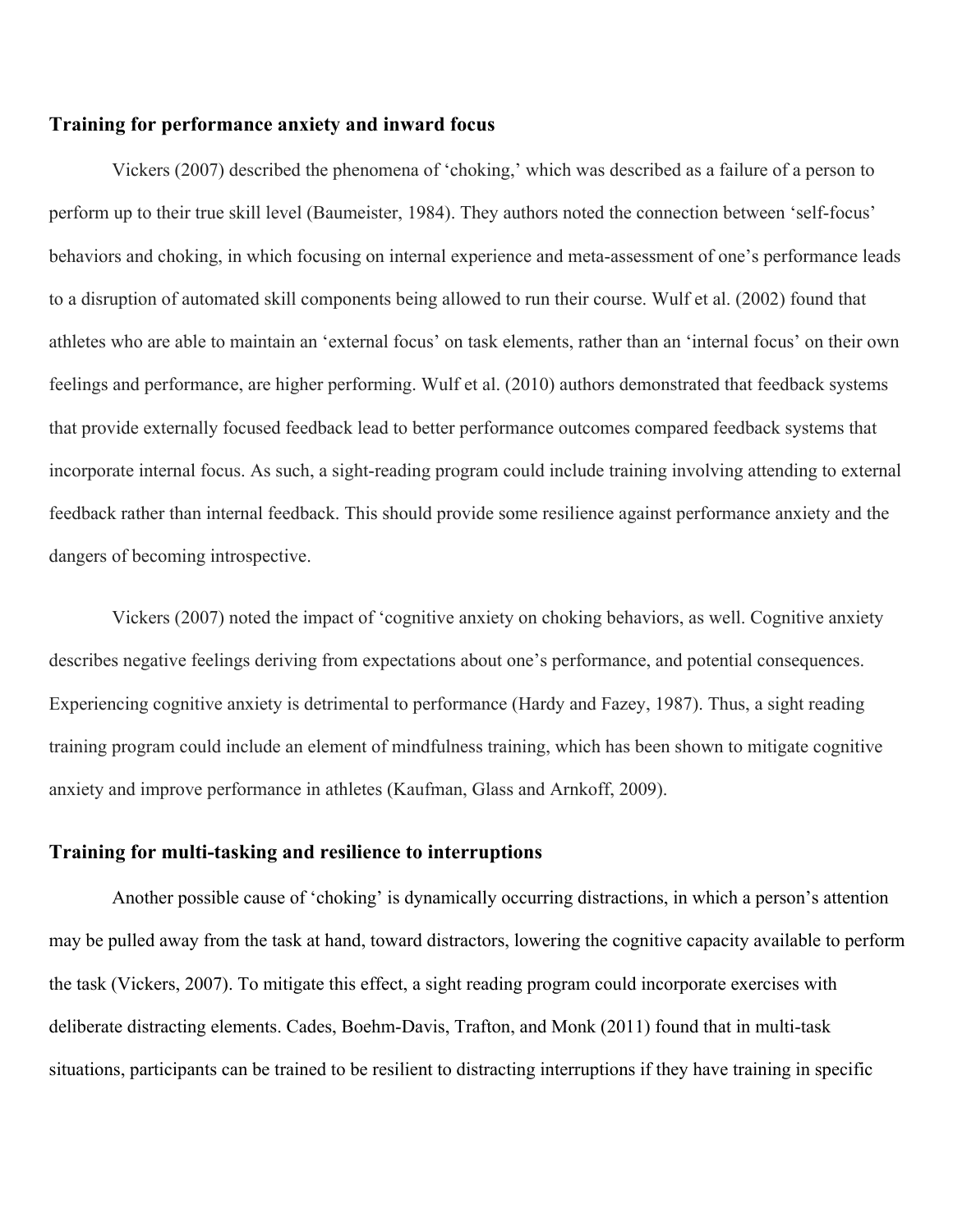## Training for performance anxiety and inward focus

Vickers (2007) described the phenomena of 'choking,' which was described as a failure of a person to perform up to their true skill level (Baumeister, 1984). They authors noted the connection between 'self-focus' behaviors and choking, in which focusing on internal experience and meta-assessment of one's performance leads to a disruption of automated skill components being allowed to run their course. Wulf et al. (2002) found that athletes who are able to maintain an 'external focus' on task elements, rather than an 'internal focus' on their own feelings and performance, are higher performing. Wulf et al. (2010) authors demonstrated that feedback systems that provide externally focused feedback lead to better performance outcomes compared feedback systems that incorporate internal focus. As such, a sight-reading program could include training involving attending to external feedback rather than internal feedback. This should provide some resilience against performance anxiety and the dangers of becoming introspective.

Vickers (2007) noted the impact of 'cognitive anxiety on choking behaviors, as well. Cognitive anxiety describes negative feelings deriving from expectations about one's performance, and potential consequences. Experiencing cognitive anxiety is detrimental to performance (Hardy and Fazey, 1987). Thus, a sight reading training program could include an element of mindfulness training, which has been shown to mitigate cognitive anxiety and improve performance in athletes (Kaufman, Glass and Arnkoff, 2009).

## Training for multi-tasking and resilience to interruptions

Another possible cause of 'choking' is dynamically occurring distractions, in which a person's attention may be pulled away from the task at hand, toward distractors, lowering the cognitive capacity available to perform the task (Vickers, 2007). To mitigate this effect, a sight reading program could incorporate exercises with deliberate distracting elements. Cades, Boehm-Davis, Trafton, and Monk (2011) found that in multi-task situations, participants can be trained to be resilient to distracting interruptions if they have training in specific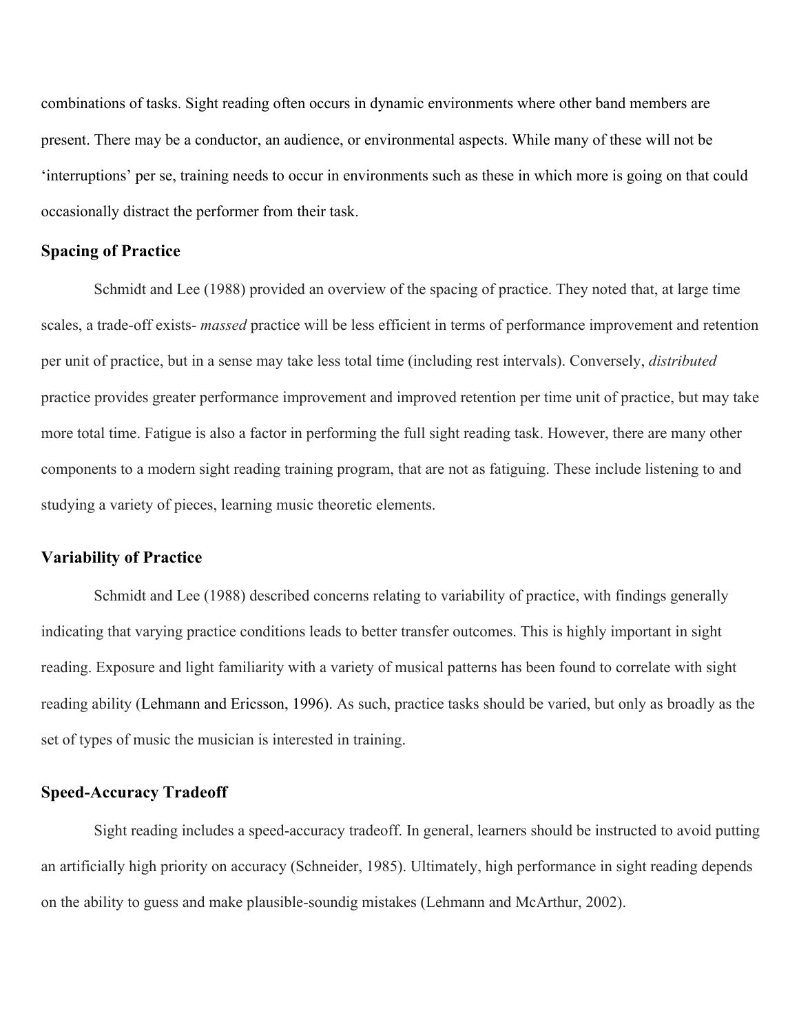combinations of tasks. Sight reading often occurs in dynamic environments where other band members are present. There may be a conductor, an audience, or environmental aspects. While many of these will not be 'interruptions' per se, training needs to occur in environments such as these in which more is going on that could occasionally distract the performer from their task.

### Spacing of Practice

Schmidt and Lee (1988) provided an overview of the spacing of practice. They noted that, at large time scales, a trade-off exists- *massed* practice will be less efficient in terms of performance improvement and retention per unit of practice, but in a sense may take less total time (including rest intervals). Conversely, *distributed* practice provides greater performance improvement and improved retention per time unit of practice, but may take more total time. Fatigue is also a factor in performing the full sight reading task. However, there are many other components to a modern sight reading training program, that are not as fatiguing. These include listening to and studying a variety of pieces, learning music theoretic elements.

### Variability of Practice

Schmidt and Lee (1988) described concerns relating to variability of practice, with findings generally indicating that varying practice conditions leads to better transfer outcomes. This is highly important in sight reading. Exposure and light familiarity with a variety of musical patterns has been found to correlate with sight reading ability (Lehmann and Ericsson, 1996). As such, practice tasks should be varied, but only as broadly as the set of types of music the musician is interested in training.

### Speed-Accuracy Tradeoff

Sight reading includes a speed-accuracy tradeoff. In general, learners should be instructed to avoid putting an artificially high priority on accuracy (Schneider, 1985). Ultimately, high performance in sight reading depends on the ability to guess and make plausible-soundig mistakes (Lehmann and McArthur, 2002).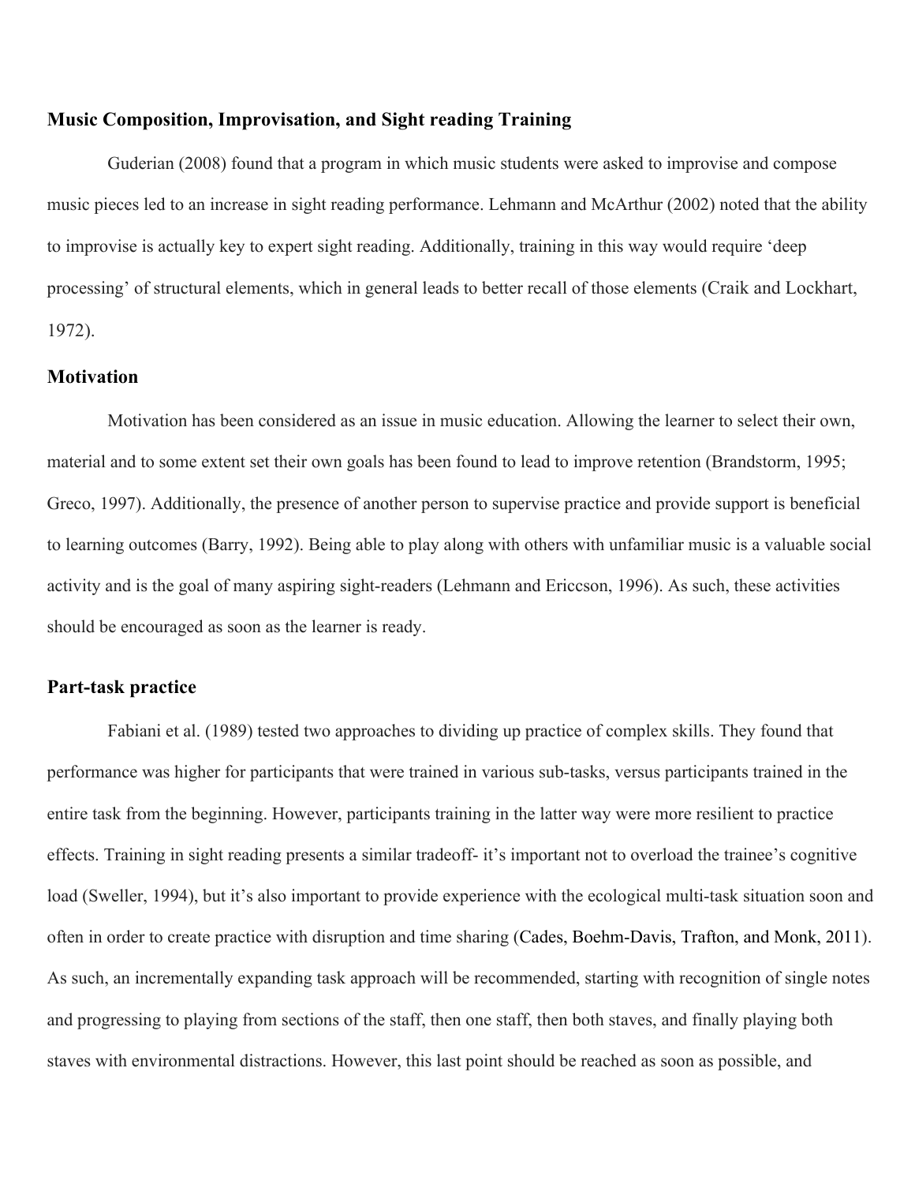### Music Composition, Improvisation, and Sight reading Training

Guderian (2008) found that a program in which music students were asked to improvise and compose music pieces led to an increase in sight reading performance. Lehmann and McArthur (2002) noted that the ability to improvise is actually key to expert sight reading. Additionally, training in this way would require 'deep processing' of structural elements, which in general leads to better recall of those elements (Craik and Lockhart, 1972).

### Motivation

Motivation has been considered as an issue in music education. Allowing the learner to select their own, material and to some extent set their own goals has been found to lead to improve retention (Brandstorm, 1995; Greco, 1997). Additionally, the presence of another person to supervise practice and provide support is beneficial to learning outcomes (Barry, 1992). Being able to play along with others with unfamiliar music is a valuable social activity and is the goal of many aspiring sight-readers (Lehmann and Ericcson, 1996). As such, these activities should be encouraged as soon as the learner is ready.

### Part-task practice

Fabiani et al. (1989) tested two approaches to dividing up practice of complex skills. They found that performance was higher for participants that were trained in various sub-tasks, versus participants trained in the entire task from the beginning. However, participants training in the latter way were more resilient to practice effects. Training in sight reading presents a similar tradeoff- it's important not to overload the trainee's cognitive load (Sweller, 1994), but it's also important to provide experience with the ecological multi-task situation soon and often in order to create practice with disruption and time sharing (Cades, Boehm-Davis, Trafton, and Monk, 2011). As such, an incrementally expanding task approach will be recommended, starting with recognition of single notes and progressing to playing from sections of the staff, then one staff, then both staves, and finally playing both staves with environmental distractions. However, this last point should be reached as soon as possible, and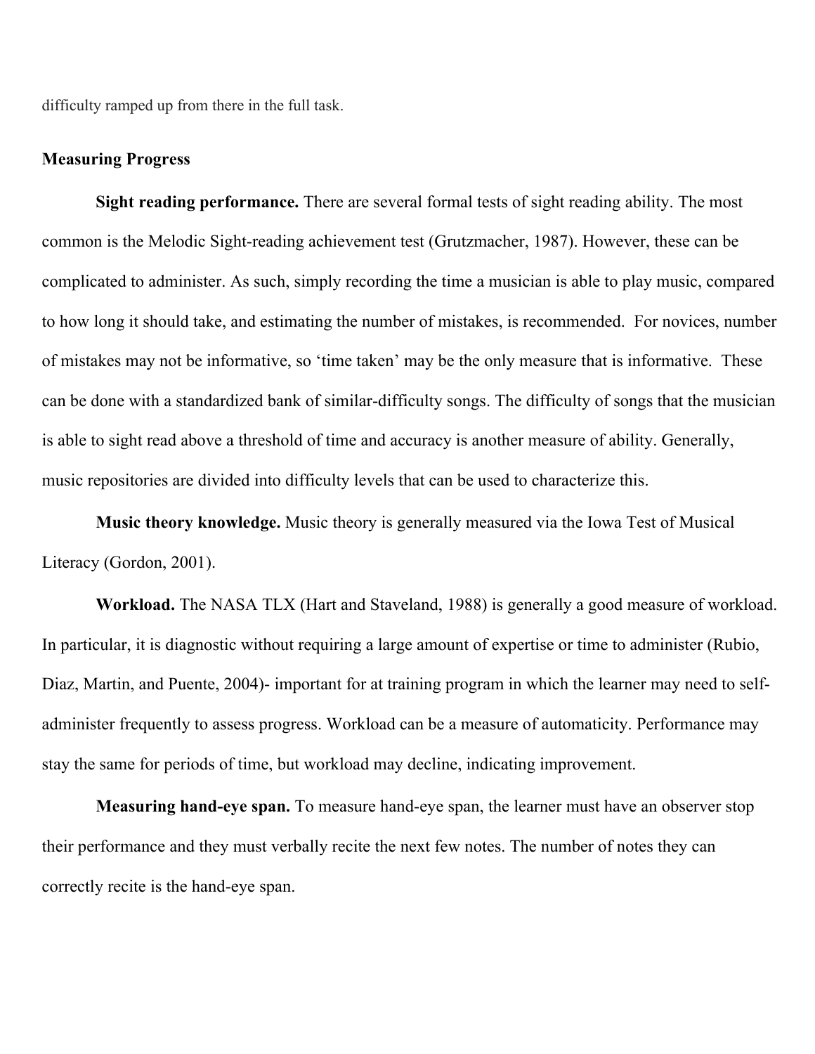difficulty ramped up from there in the full task.

## Measuring Progress

**Sight reading performance.** There are several formal tests of sight reading ability. The most common is the Melodic Sight-reading achievement test (Grutzmacher, 1987). However, these can be complicated to administer. As such, simply recording the time a musician is able to play music, compared to how long it should take, and estimating the number of mistakes, is recommended. For novices, number of mistakes may not be informative, so 'time taken' may be the only measure that is informative. These can be done with a standardized bank of similar-difficulty songs. The difficulty of songs that the musician is able to sight read above a threshold of time and accuracy is another measure of ability. Generally, music repositories are divided into difficulty levels that can be used to characterize this.

**Music theory knowledge.** Music theory is generally measured via the Iowa Test of Musical Literacy (Gordon, 2001).

**Workload.** The NASA TLX (Hart and Staveland, 1988) is generally a good measure of workload. In particular, it is diagnostic without requiring a large amount of expertise or time to administer (Rubio, Diaz, Martin, and Puente, 2004)- important for at training program in which the learner may need to self-administer frequently to assess progress. Workload can be a measure of automaticity. Performance may stay the same for periods of time, but workload may decline, indicating improvement.

**Measuring hand-eye span.** To measure hand-eye span, the learner must have an observer stop their performance and they must verbally recite the next few notes. The number of notes they can correctly recite is the hand-eye span.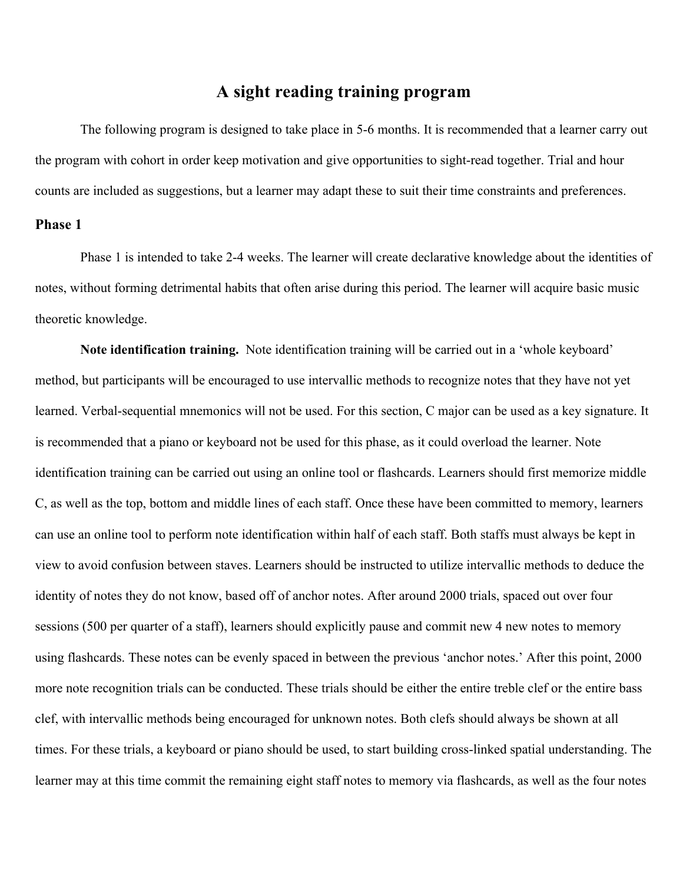# A sight reading training program

The following program is designed to take place in 5-6 months. It is recommended that a learner carry out the program with cohort in order keep motivation and give opportunities to sight-read together. Trial and hour counts are included as suggestions, but a learner may adapt these to suit their time constraints and preferences.

## Phase 1

Phase 1 is intended to take 2-4 weeks. The learner will create declarative knowledge about the identities of notes, without forming detrimental habits that often arise during this period. The learner will acquire basic music theoretic knowledge.

**Note identification training.** Note identification training will be carried out in a 'whole keyboard' method, but participants will be encouraged to use intervallic methods to recognize notes that they have not yet learned. Verbal-sequential mnemonics will not be used. For this section, C major can be used as a key signature. It is recommended that a piano or keyboard not be used for this phase, as it could overload the learner. Note identification training can be carried out using an online tool or flashcards. Learners should first memorize middle C, as well as the top, bottom and middle lines of each staff. Once these have been committed to memory, learners can use an online tool to perform note identification within half of each staff. Both staffs must always be kept in view to avoid confusion between staves. Learners should be instructed to utilize intervallic methods to deduce the identity of notes they do not know, based off of anchor notes. After around 2000 trials, spaced out over four sessions (500 per quarter of a staff), learners should explicitly pause and commit new 4 new notes to memory using flashcards. These notes can be evenly spaced in between the previous 'anchor notes.' After this point, 2000 more note recognition trials can be conducted. These trials should be either the entire treble clef or the entire bass clef, with intervallic methods being encouraged for unknown notes. Both clefs should always be shown at all times. For these trials, a keyboard or piano should be used, to start building cross-linked spatial understanding. The learner may at this time commit the remaining eight staff notes to memory via flashcards, as well as the four notes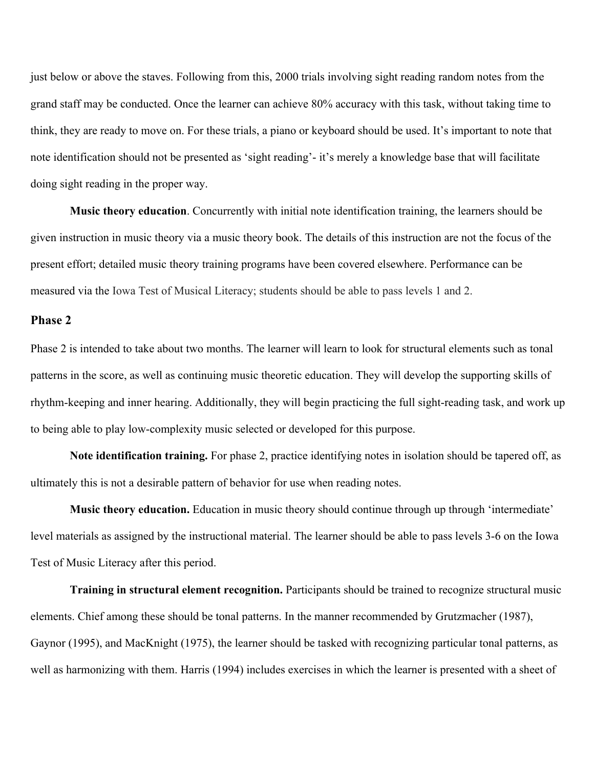just below or above the staves. Following from this, 2000 trials involving sight reading random notes from the grand staff may be conducted. Once the learner can achieve 80% accuracy with this task, without taking time to think, they are ready to move on. For these trials, a piano or keyboard should be used. It's important to note that note identification should not be presented as 'sight reading'- it's merely a knowledge base that will facilitate doing sight reading in the proper way.

**Music theory education**. Concurrently with initial note identification training, the learners should be given instruction in music theory via a music theory book. The details of this instruction are not the focus of the present effort; detailed music theory training programs have been covered elsewhere. Performance can be measured via the Iowa Test of Musical Literacy; students should be able to pass levels 1 and 2.

## Phase 2

Phase 2 is intended to take about two months. The learner will learn to look for structural elements such as tonal patterns in the score, as well as continuing music theoretic education. They will develop the supporting skills of rhythm-keeping and inner hearing. Additionally, they will begin practicing the full sight-reading task, and work up to being able to play low-complexity music selected or developed for this purpose.

**Note identification training.** For phase 2, practice identifying notes in isolation should be tapered off, as ultimately this is not a desirable pattern of behavior for use when reading notes.

**Music theory education.** Education in music theory should continue through up through 'intermediate' level materials as assigned by the instructional material. The learner should be able to pass levels 3-6 on the Iowa Test of Music Literacy after this period.

**Training in structural element recognition.** Participants should be trained to recognize structural music elements. Chief among these should be tonal patterns. In the manner recommended by Grutzmacher (1987), Gaynor (1995), and MacKnight (1975), the learner should be tasked with recognizing particular tonal patterns, as well as harmonizing with them. Harris (1994) includes exercises in which the learner is presented with a sheet of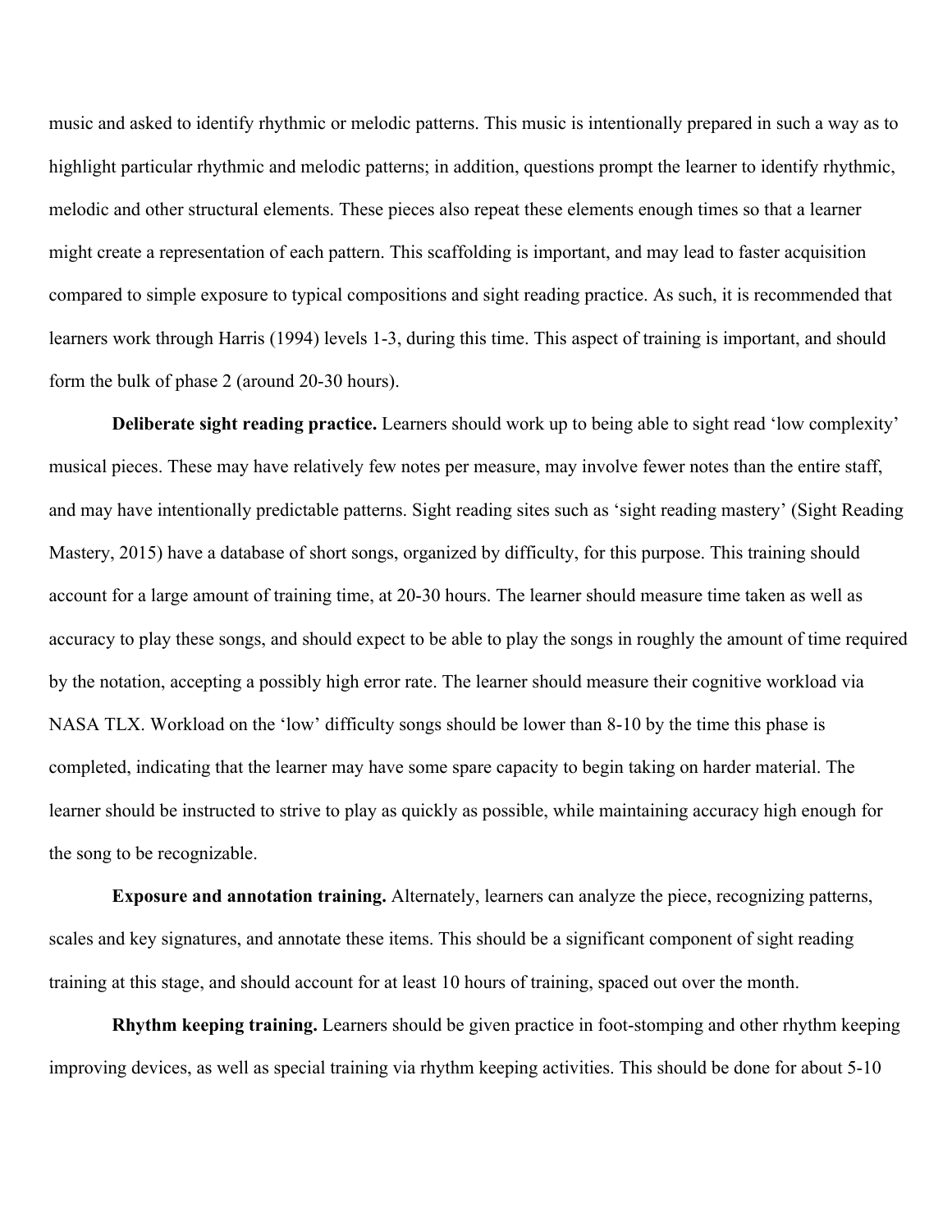music and asked to identify rhythmic or melodic patterns. This music is intentionally prepared in such a way as to highlight particular rhythmic and melodic patterns; in addition, questions prompt the learner to identify rhythmic, melodic and other structural elements. These pieces also repeat these elements enough times so that a learner might create a representation of each pattern. This scaffolding is important, and may lead to faster acquisition compared to simple exposure to typical compositions and sight reading practice. As such, it is recommended that learners work through Harris (1994) levels 1-3, during this time. This aspect of training is important, and should form the bulk of phase 2 (around 20-30 hours).

**Deliberate sight reading practice.** Learners should work up to being able to sight read 'low complexity' musical pieces. These may have relatively few notes per measure, may involve fewer notes than the entire staff, and may have intentionally predictable patterns. Sight reading sites such as 'sight reading mastery' (Sight Reading Mastery, 2015) have a database of short songs, organized by difficulty, for this purpose. This training should account for a large amount of training time, at 20-30 hours. The learner should measure time taken as well as accuracy to play these songs, and should expect to be able to play the songs in roughly the amount of time required by the notation, accepting a possibly high error rate. The learner should measure their cognitive workload via NASA TLX. Workload on the 'low' difficulty songs should be lower than 8-10 by the time this phase is completed, indicating that the learner may have some spare capacity to begin taking on harder material. The learner should be instructed to strive to play as quickly as possible, while maintaining accuracy high enough for the song to be recognizable.

**Exposure and annotation training.** Alternately, learners can analyze the piece, recognizing patterns, scales and key signatures, and annotate these items. This should be a significant component of sight reading training at this stage, and should account for at least 10 hours of training, spaced out over the month.

**Rhythm keeping training.** Learners should be given practice in foot-stomping and other rhythm keeping improving devices, as well as special training via rhythm keeping activities. This should be done for about 5-10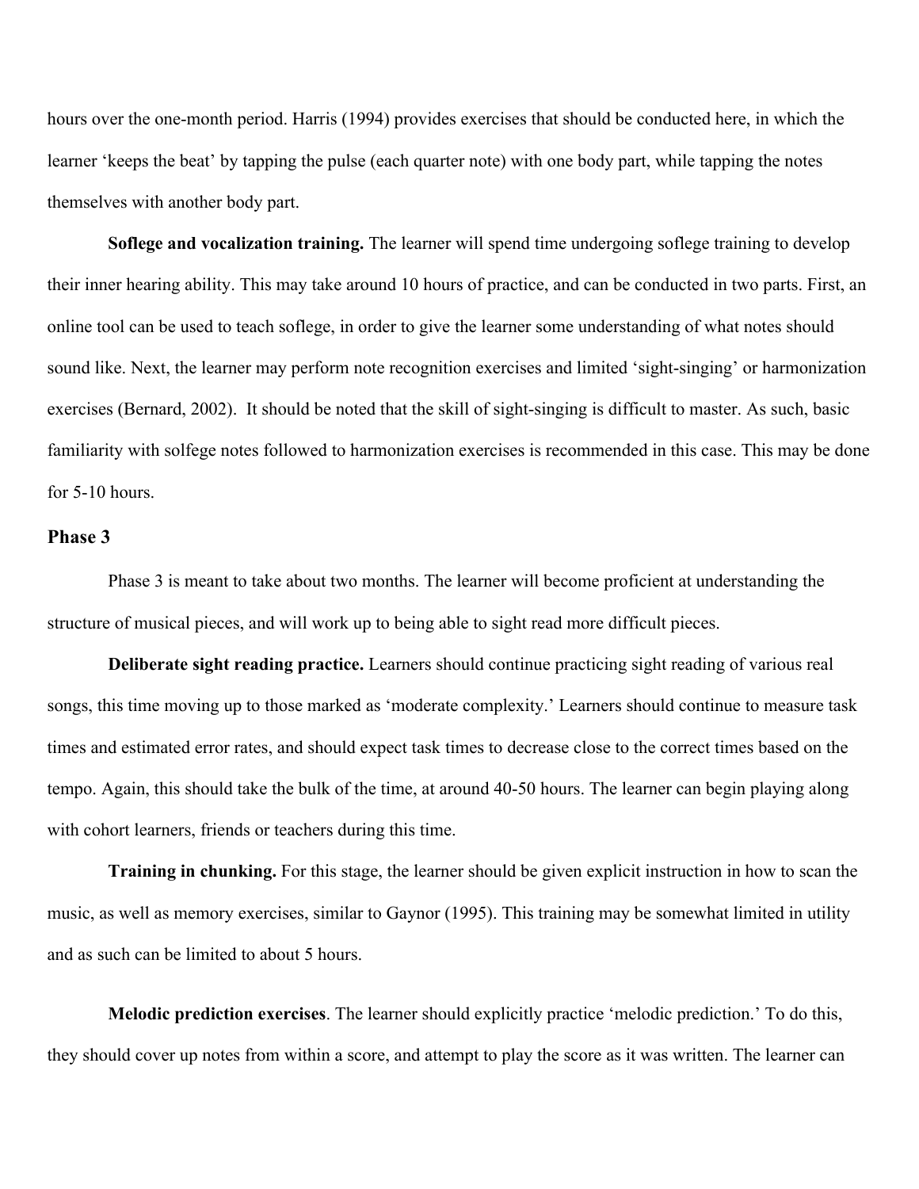hours over the one-month period. Harris (1994) provides exercises that should be conducted here, in which the learner 'keeps the beat' by tapping the pulse (each quarter note) with one body part, while tapping the notes themselves with another body part.

**Soflege and vocalization training.** The learner will spend time undergoing soflege training to develop their inner hearing ability. This may take around 10 hours of practice, and can be conducted in two parts. First, an online tool can be used to teach soflege, in order to give the learner some understanding of what notes should sound like. Next, the learner may perform note recognition exercises and limited 'sight-singing' or harmonization exercises (Bernard, 2002). It should be noted that the skill of sight-singing is difficult to master. As such, basic familiarity with solfege notes followed to harmonization exercises is recommended in this case. This may be done for 5-10 hours.

### Phase 3

Phase 3 is meant to take about two months. The learner will become proficient at understanding the structure of musical pieces, and will work up to being able to sight read more difficult pieces.

**Deliberate sight reading practice.** Learners should continue practicing sight reading of various real songs, this time moving up to those marked as 'moderate complexity.' Learners should continue to measure task times and estimated error rates, and should expect task times to decrease close to the correct times based on the tempo. Again, this should take the bulk of the time, at around 40-50 hours. The learner can begin playing along with cohort learners, friends or teachers during this time.

**Training in chunking.** For this stage, the learner should be given explicit instruction in how to scan the music, as well as memory exercises, similar to Gaynor (1995). This training may be somewhat limited in utility and as such can be limited to about 5 hours.

**Melodic prediction exercises**. The learner should explicitly practice 'melodic prediction.' To do this, they should cover up notes from within a score, and attempt to play the score as it was written. The learner can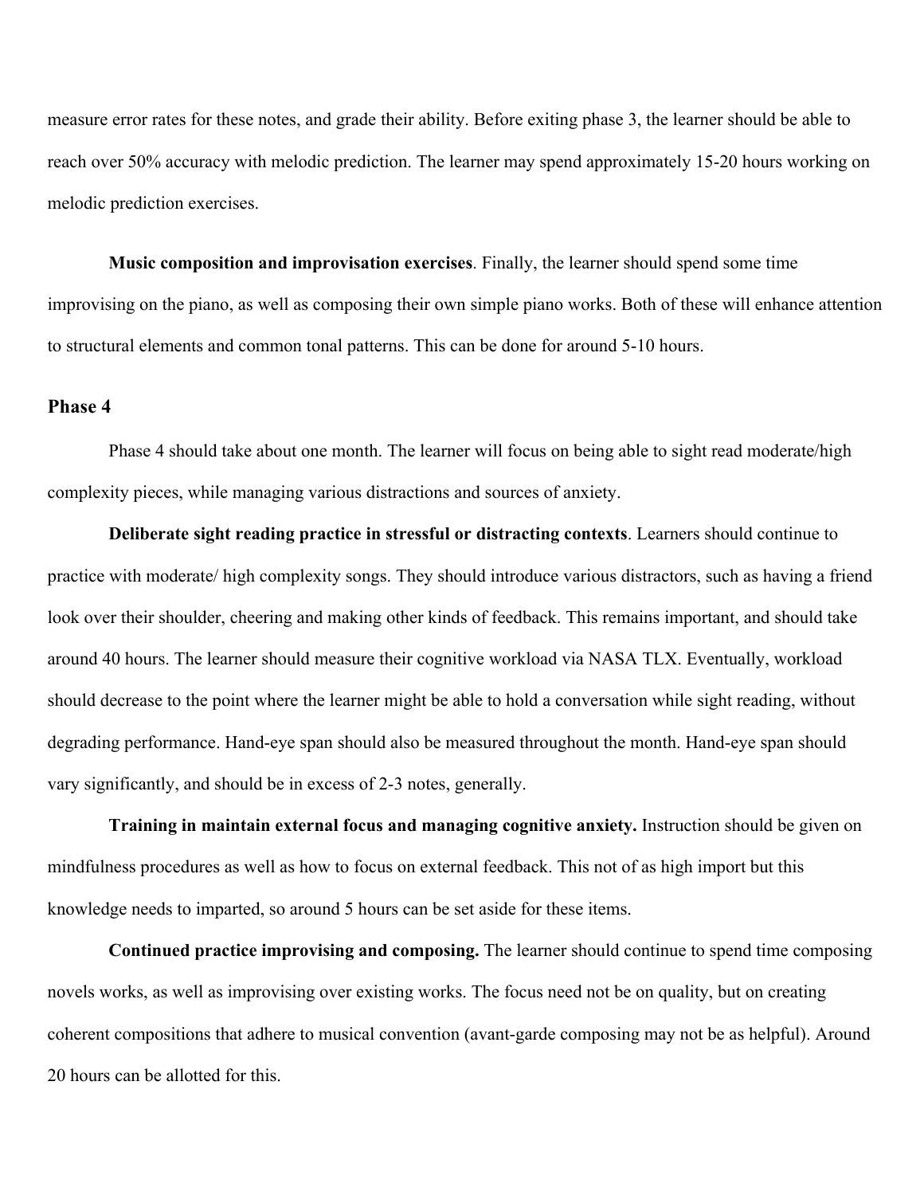measure error rates for these notes, and grade their ability. Before exiting phase 3, the learner should be able to reach over 50% accuracy with melodic prediction. The learner may spend approximately 15-20 hours working on melodic prediction exercises.

**Music composition and improvisation exercises**. Finally, the learner should spend some time improvising on the piano, as well as composing their own simple piano works. Both of these will enhance attention to structural elements and common tonal patterns. This can be done for around 5-10 hours.

### Phase 4

Phase 4 should take about one month. The learner will focus on being able to sight read moderate/high complexity pieces, while managing various distractions and sources of anxiety.

**Deliberate sight reading practice in stressful or distracting contexts**. Learners should continue to practice with moderate/ high complexity songs. They should introduce various distractors, such as having a friend look over their shoulder, cheering and making other kinds of feedback. This remains important, and should take around 40 hours. The learner should measure their cognitive workload via NASA TLX. Eventually, workload should decrease to the point where the learner might be able to hold a conversation while sight reading, without degrading performance. Hand-eye span should also be measured throughout the month. Hand-eye span should vary significantly, and should be in excess of 2-3 notes, generally.

**Training in maintain external focus and managing cognitive anxiety.** Instruction should be given on mindfulness procedures as well as how to focus on external feedback. This not of as high import but this knowledge needs to imparted, so around 5 hours can be set aside for these items.

**Continued practice improvising and composing.** The learner should continue to spend time composing novels works, as well as improvising over existing works. The focus need not be on quality, but on creating coherent compositions that adhere to musical convention (avant-garde composing may not be as helpful). Around 20 hours can be allotted for this.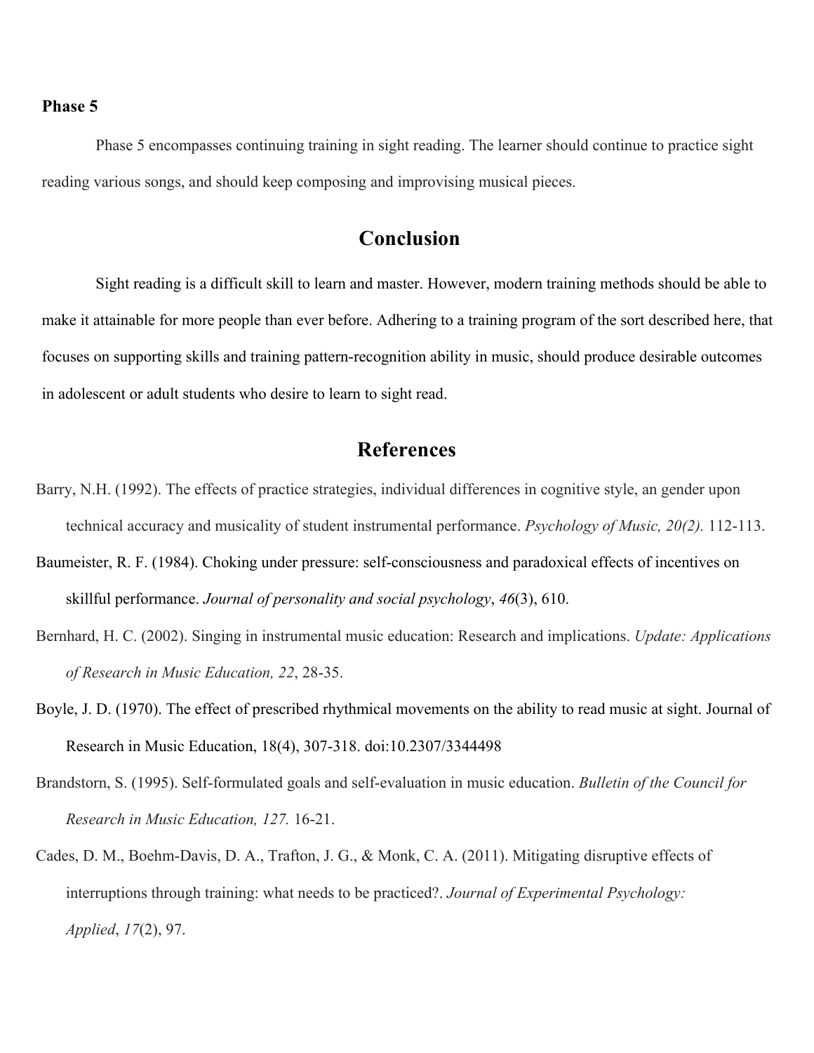**Phase 5**

Phase 5 encompasses continuing training in sight reading. The learner should continue to practice sight reading various songs, and should keep composing and improvising musical pieces.

## Conclusion

Sight reading is a difficult skill to learn and master. However, modern training methods should be able to make it attainable for more people than ever before. Adhering to a training program of the sort described here, that focuses on supporting skills and training pattern-recognition ability in music, should produce desirable outcomes in adolescent or adult students who desire to learn to sight read.

## References

Barry, N.H. (1992). The effects of practice strategies, individual differences in cognitive style, an gender upon technical accuracy and musicality of student instrumental performance. *Psychology of Music, 20(2).* 112-113.

Baumeister, R. F. (1984). Choking under pressure: self-consciousness and paradoxical effects of incentives on skillful performance. *Journal of personality and social psychology*, *46*(3), 610.

Bernhard, H. C. (2002). Singing in instrumental music education: Research and implications. *Update: Applications of Research in Music Education, 22*, 28-35.

Boyle, J. D. (1970). The effect of prescribed rhythmical movements on the ability to read music at sight. Journal of Research in Music Education, 18(4), 307-318. doi:10.2307/3344498

Brandstorn, S. (1995). Self-formulated goals and self-evaluation in music education. *Bulletin of the Council for Research in Music Education, 127.* 16-21.

Cades, D. M., Boehm-Davis, D. A., Trafton, J. G., & Monk, C. A. (2011). Mitigating disruptive effects of interruptions through training: what needs to be practiced?. *Journal of Experimental Psychology: Applied*, *17*(2), 97.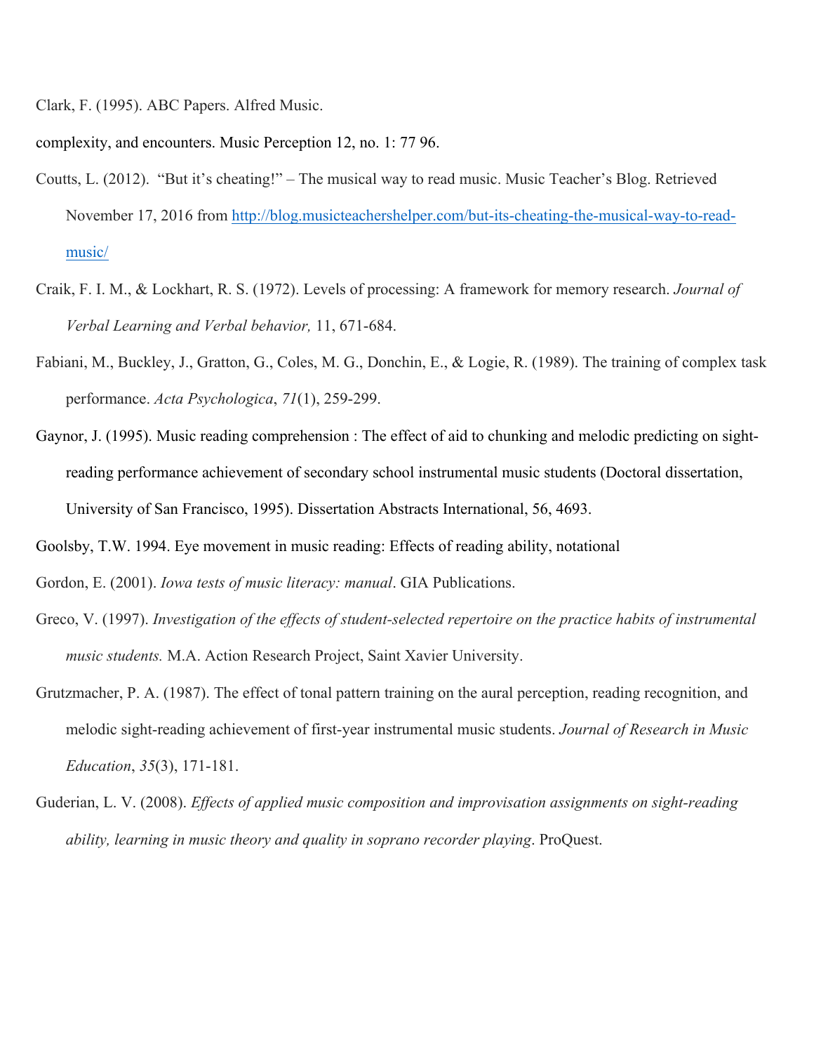Clark, F. (1995). ABC Papers. Alfred Music.

complexity, and encounters. Music Perception 12, no. 1: 77 96.

Coutts, L. (2012). "But it's cheating!" – The musical way to read music. Music Teacher's Blog. Retrieved November 17, 2016 from http://blog.musicteachershelper.com/but-its-cheating-the-musical-way-to-read-music/

Craik, F. I. M., & Lockhart, R. S. (1972). Levels of processing: A framework for memory research. *Journal of Verbal Learning and Verbal behavior,* 11, 671-684.

Fabiani, M., Buckley, J., Gratton, G., Coles, M. G., Donchin, E., & Logie, R. (1989). The training of complex task performance. *Acta Psychologica*, *71*(1), 259-299.

Gaynor, J. (1995). Music reading comprehension : The effect of aid to chunking and melodic predicting on sight-reading performance achievement of secondary school instrumental music students (Doctoral dissertation, University of San Francisco, 1995). Dissertation Abstracts International, 56, 4693.

Goolsby, T.W. 1994. Eye movement in music reading: Effects of reading ability, notational

Gordon, E. (2001). *Iowa tests of music literacy: manual*. GIA Publications.

Greco, V. (1997). *Investigation of the effects of student-selected repertoire on the practice habits of instrumental music students.* M.A. Action Research Project, Saint Xavier University.

Grutzmacher, P. A. (1987). The effect of tonal pattern training on the aural perception, reading recognition, and melodic sight-reading achievement of first-year instrumental music students. *Journal of Research in Music Education*, *35*(3), 171-181.

Guderian, L. V. (2008). *Effects of applied music composition and improvisation assignments on sight-reading ability, learning in music theory and quality in soprano recorder playing*. ProQuest.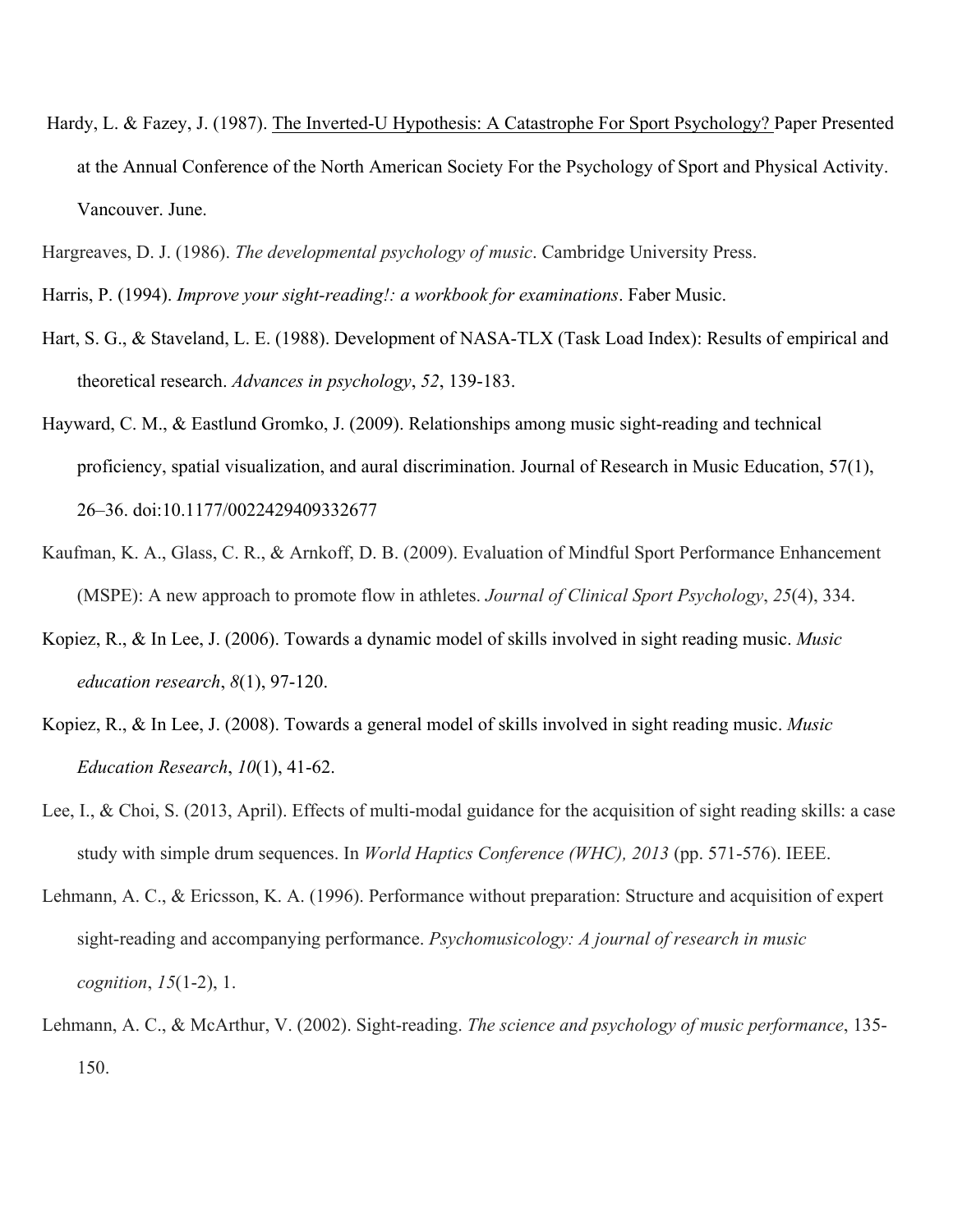Hardy, L. & Fazey, J. (1987). The Inverted-U Hypothesis: A Catastrophe For Sport Psychology? Paper Presented at the Annual Conference of the North American Society For the Psychology of Sport and Physical Activity. Vancouver. June.

Hargreaves, D. J. (1986). *The developmental psychology of music*. Cambridge University Press.

Harris, P. (1994). *Improve your sight-reading!: a workbook for examinations*. Faber Music.

Hart, S. G., & Staveland, L. E. (1988). Development of NASA-TLX (Task Load Index): Results of empirical and theoretical research. *Advances in psychology*, *52*, 139-183.

Hayward, C. M., & Eastlund Gromko, J. (2009). Relationships among music sight-reading and technical proficiency, spatial visualization, and aural discrimination. Journal of Research in Music Education, 57(1), 26–36. doi:10.1177/0022429409332677

Kaufman, K. A., Glass, C. R., & Arnkoff, D. B. (2009). Evaluation of Mindful Sport Performance Enhancement (MSPE): A new approach to promote flow in athletes. *Journal of Clinical Sport Psychology*, *25*(4), 334.

Kopiez, R., & In Lee, J. (2006). Towards a dynamic model of skills involved in sight reading music. *Music education research*, *8*(1), 97-120.

Kopiez, R., & In Lee, J. (2008). Towards a general model of skills involved in sight reading music. *Music Education Research*, *10*(1), 41-62.

Lee, I., & Choi, S. (2013, April). Effects of multi-modal guidance for the acquisition of sight reading skills: a case study with simple drum sequences. In *World Haptics Conference (WHC), 2013* (pp. 571-576). IEEE.

Lehmann, A. C., & Ericsson, K. A. (1996). Performance without preparation: Structure and acquisition of expert sight-reading and accompanying performance. *Psychomusicology: A journal of research in music cognition*, *15*(1-2), 1.

Lehmann, A. C., & McArthur, V. (2002). Sight-reading. *The science and psychology of music performance*, 135-150.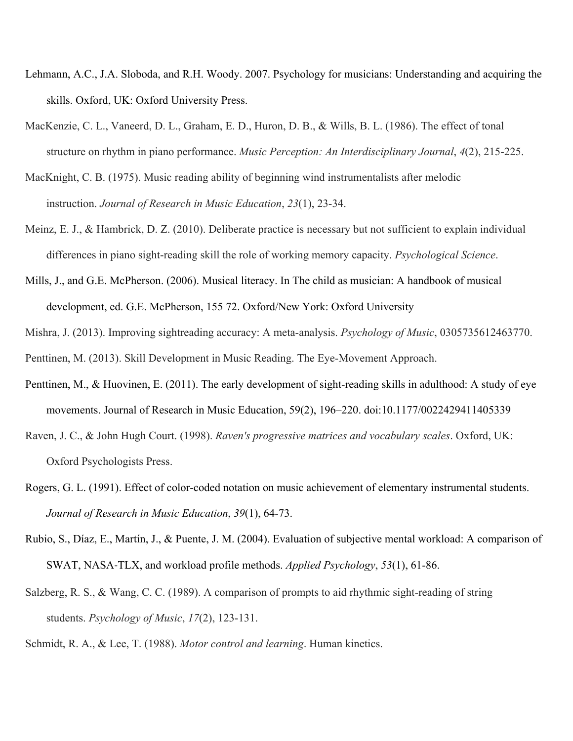Lehmann, A.C., J.A. Sloboda, and R.H. Woody. 2007. Psychology for musicians: Understanding and acquiring the skills. Oxford, UK: Oxford University Press.

MacKenzie, C. L., Vaneerd, D. L., Graham, E. D., Huron, D. B., & Wills, B. L. (1986). The effect of tonal structure on rhythm in piano performance. *Music Perception: An Interdisciplinary Journal*, *4*(2), 215-225.

MacKnight, C. B. (1975). Music reading ability of beginning wind instrumentalists after melodic instruction. *Journal of Research in Music Education*, *23*(1), 23-34.

Meinz, E. J., & Hambrick, D. Z. (2010). Deliberate practice is necessary but not sufficient to explain individual differences in piano sight-reading skill the role of working memory capacity. *Psychological Science*.

Mills, J., and G.E. McPherson. (2006). Musical literacy. In The child as musician: A handbook of musical development, ed. G.E. McPherson, 155 72. Oxford/New York: Oxford University

Mishra, J. (2013). Improving sightreading accuracy: A meta-analysis. *Psychology of Music*, 0305735612463770.

Penttinen, M. (2013). Skill Development in Music Reading. The Eye-Movement Approach.

Penttinen, M., & Huovinen, E. (2011). The early development of sight-reading skills in adulthood: A study of eye movements. Journal of Research in Music Education, 59(2), 196–220. doi:10.1177/0022429411405339

Raven, J. C., & John Hugh Court. (1998). *Raven's progressive matrices and vocabulary scales*. Oxford, UK: Oxford Psychologists Press.

Rogers, G. L. (1991). Effect of color-coded notation on music achievement of elementary instrumental students. *Journal of Research in Music Education*, *39*(1), 64-73.

Rubio, S., Díaz, E., Martín, J., & Puente, J. M. (2004). Evaluation of subjective mental workload: A comparison of SWAT, NASA-TLX, and workload profile methods. *Applied Psychology*, *53*(1), 61-86.

Salzberg, R. S., & Wang, C. C. (1989). A comparison of prompts to aid rhythmic sight-reading of string students. *Psychology of Music*, *17*(2), 123-131.

Schmidt, R. A., & Lee, T. (1988). *Motor control and learning*. Human kinetics.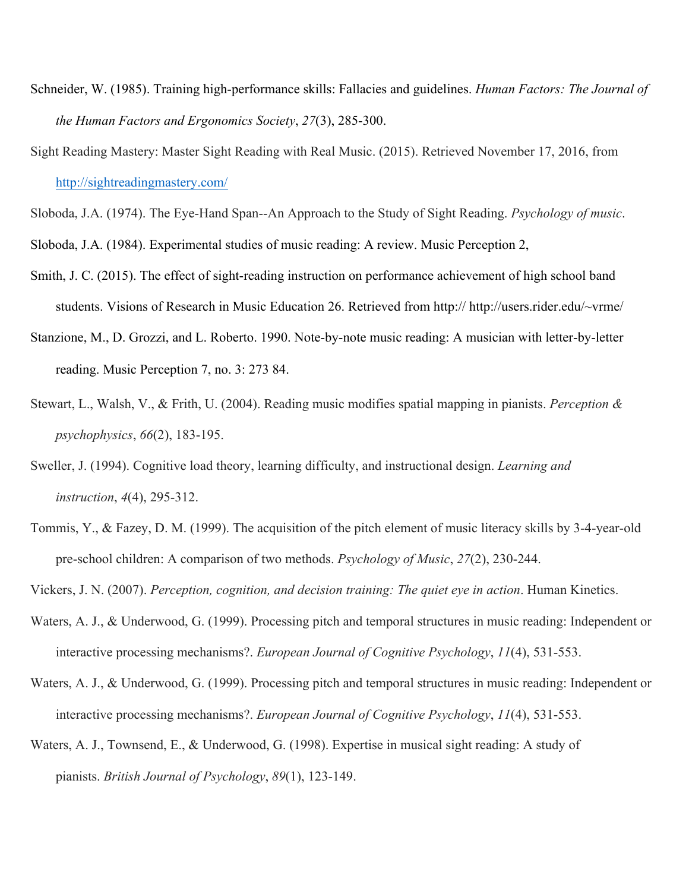Schneider, W. (1985). Training high-performance skills: Fallacies and guidelines. *Human Factors: The Journal of the Human Factors and Ergonomics Society*, *27*(3), 285-300.

Sight Reading Mastery: Master Sight Reading with Real Music. (2015). Retrieved November 17, 2016, from http://sightreadingmastery.com/

Sloboda, J.A. (1974). The Eye-Hand Span--An Approach to the Study of Sight Reading. *Psychology of music*.

Sloboda, J.A. (1984). Experimental studies of music reading: A review. Music Perception 2,

Smith, J. C. (2015). The effect of sight-reading instruction on performance achievement of high school band students. Visions of Research in Music Education 26. Retrieved from http:// http://users.rider.edu/~vrme/

Stanzione, M., D. Grozzi, and L. Roberto. 1990. Note-by-note music reading: A musician with letter-by-letter reading. Music Perception 7, no. 3: 273 84.

Stewart, L., Walsh, V., & Frith, U. (2004). Reading music modifies spatial mapping in pianists. *Perception & psychophysics*, *66*(2), 183-195.

Sweller, J. (1994). Cognitive load theory, learning difficulty, and instructional design. *Learning and instruction*, *4*(4), 295-312.

Tommis, Y., & Fazey, D. M. (1999). The acquisition of the pitch element of music literacy skills by 3-4-year-old pre-school children: A comparison of two methods. *Psychology of Music*, *27*(2), 230-244.

Vickers, J. N. (2007). *Perception, cognition, and decision training: The quiet eye in action*. Human Kinetics.

Waters, A. J., & Underwood, G. (1999). Processing pitch and temporal structures in music reading: Independent or interactive processing mechanisms?. *European Journal of Cognitive Psychology*, *11*(4), 531-553.

Waters, A. J., & Underwood, G. (1999). Processing pitch and temporal structures in music reading: Independent or interactive processing mechanisms?. *European Journal of Cognitive Psychology*, *11*(4), 531-553.

Waters, A. J., Townsend, E., & Underwood, G. (1998). Expertise in musical sight reading: A study of pianists. *British Journal of Psychology*, *89*(1), 123-149.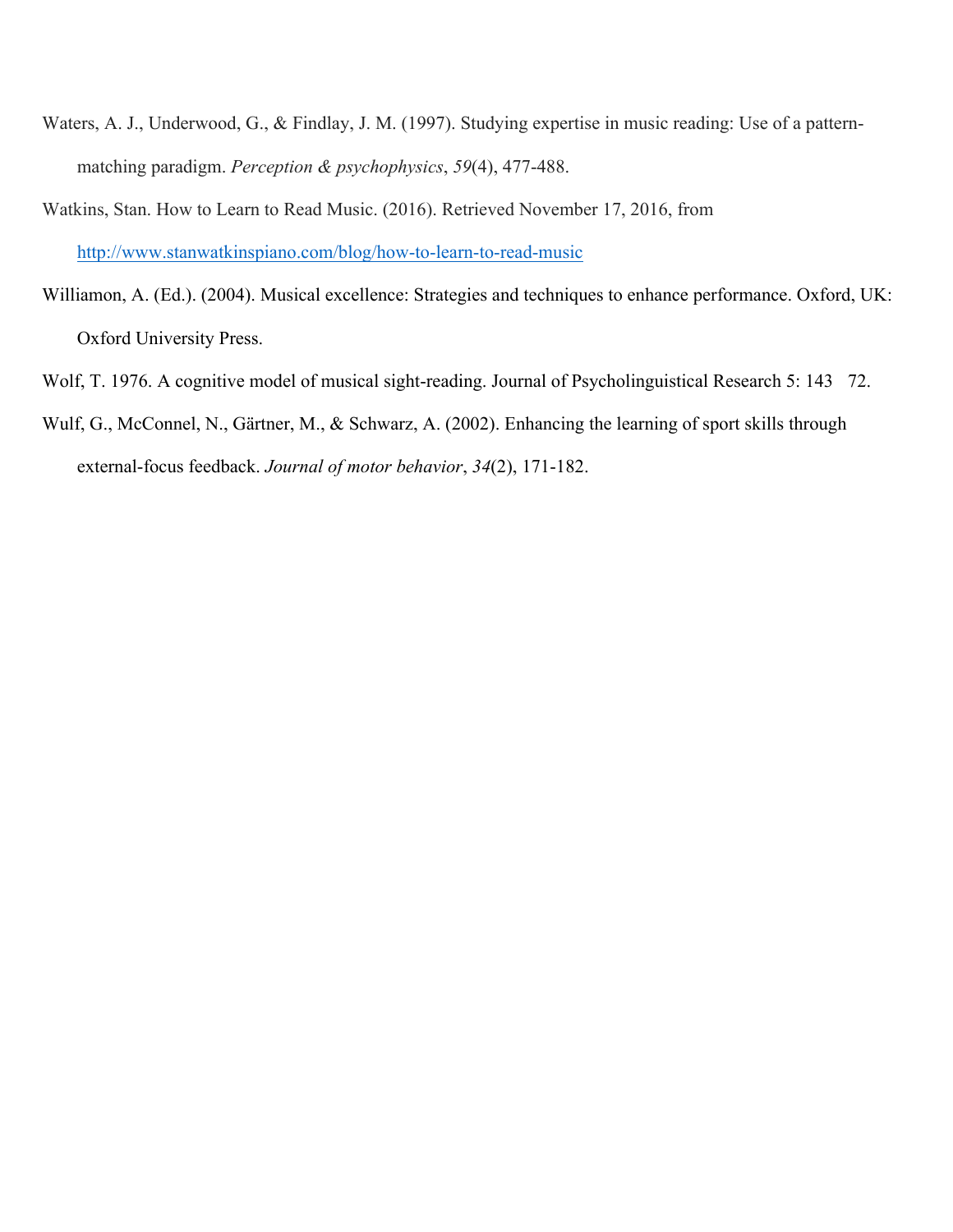Waters, A. J., Underwood, G., & Findlay, J. M. (1997). Studying expertise in music reading: Use of a pattern-matching paradigm. *Perception & psychophysics*, *59*(4), 477-488.

Watkins, Stan. How to Learn to Read Music. (2016). Retrieved November 17, 2016, from http://www.stanwatkinspiano.com/blog/how-to-learn-to-read-music

Williamon, A. (Ed.). (2004). Musical excellence: Strategies and techniques to enhance performance. Oxford, UK: Oxford University Press.

Wolf, T. 1976. A cognitive model of musical sight-reading. Journal of Psycholinguistical Research 5: 143 72.

Wulf, G., McConnel, N., Gärtner, M., & Schwarz, A. (2002). Enhancing the learning of sport skills through external-focus feedback. *Journal of motor behavior*, *34*(2), 171-182.